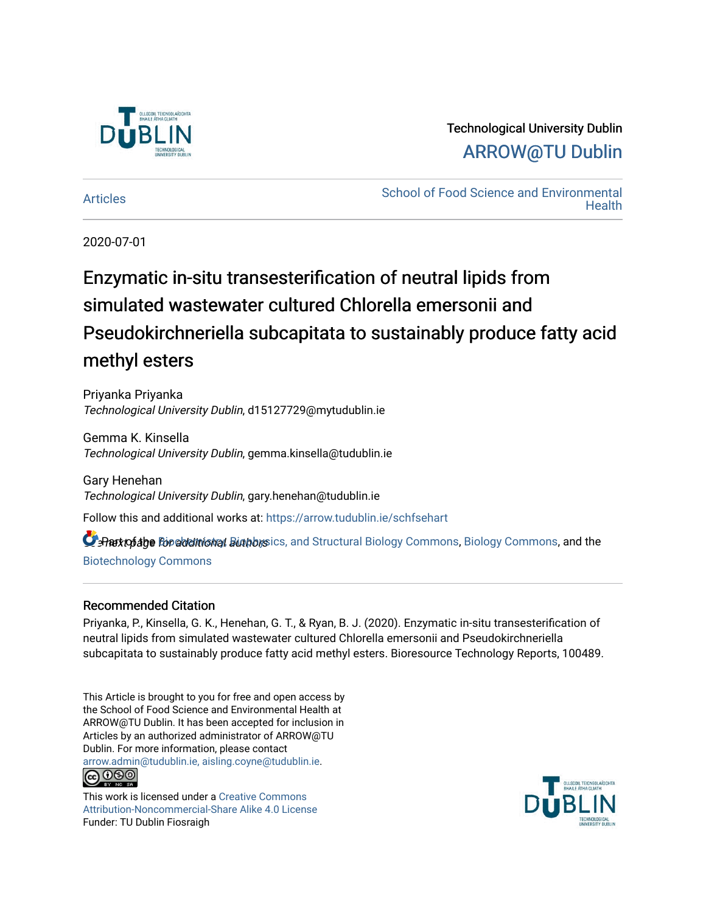Technological University Dublin

ARROW@TU Dublin

Articles

School of Food Science and Environmental Health

2020-07-01

# Enzymatic in-situ transesterification of neutral lipids from simulated wastewater cultured Chlorella emersonii and Pseudokirchneriella subcapitata to sustainably produce fatty acid methyl esters

Priyanka Priyanka
*Technological University Dublin*, d15127729@mytudublin.ie

Gemma K. Kinsella
*Technological University Dublin*, gemma.kinsella@tudublin.ie

Gary Henehan
*Technological University Dublin*, gary.henehan@tudublin.ie

Follow this and additional works at: https://arrow.tudublin.ie/schfsehart

See next page for additional authors

Part of the Biochemistry, Biophysics, and Structural Biology Commons, Biology Commons, and the Biotechnology Commons

### Recommended Citation

Priyanka, P., Kinsella, G. K., Henehan, G. T., & Ryan, B. J. (2020). Enzymatic in-situ transesterification of neutral lipids from simulated wastewater cultured Chlorella emersonii and Pseudokirchneriella subcapitata to sustainably produce fatty acid methyl esters. Bioresource Technology Reports, 100489.

This Article is brought to you for free and open access by the School of Food Science and Environmental Health at ARROW@TU Dublin. It has been accepted for inclusion in Articles by an authorized administrator of ARROW@TU Dublin. For more information, please contact arrow.admin@tudublin.ie, aisling.coyne@tudublin.ie.

This work is licensed under a Creative Commons Attribution-Noncommercial-Share Alike 4.0 License
Funder: TU Dublin Fiosraigh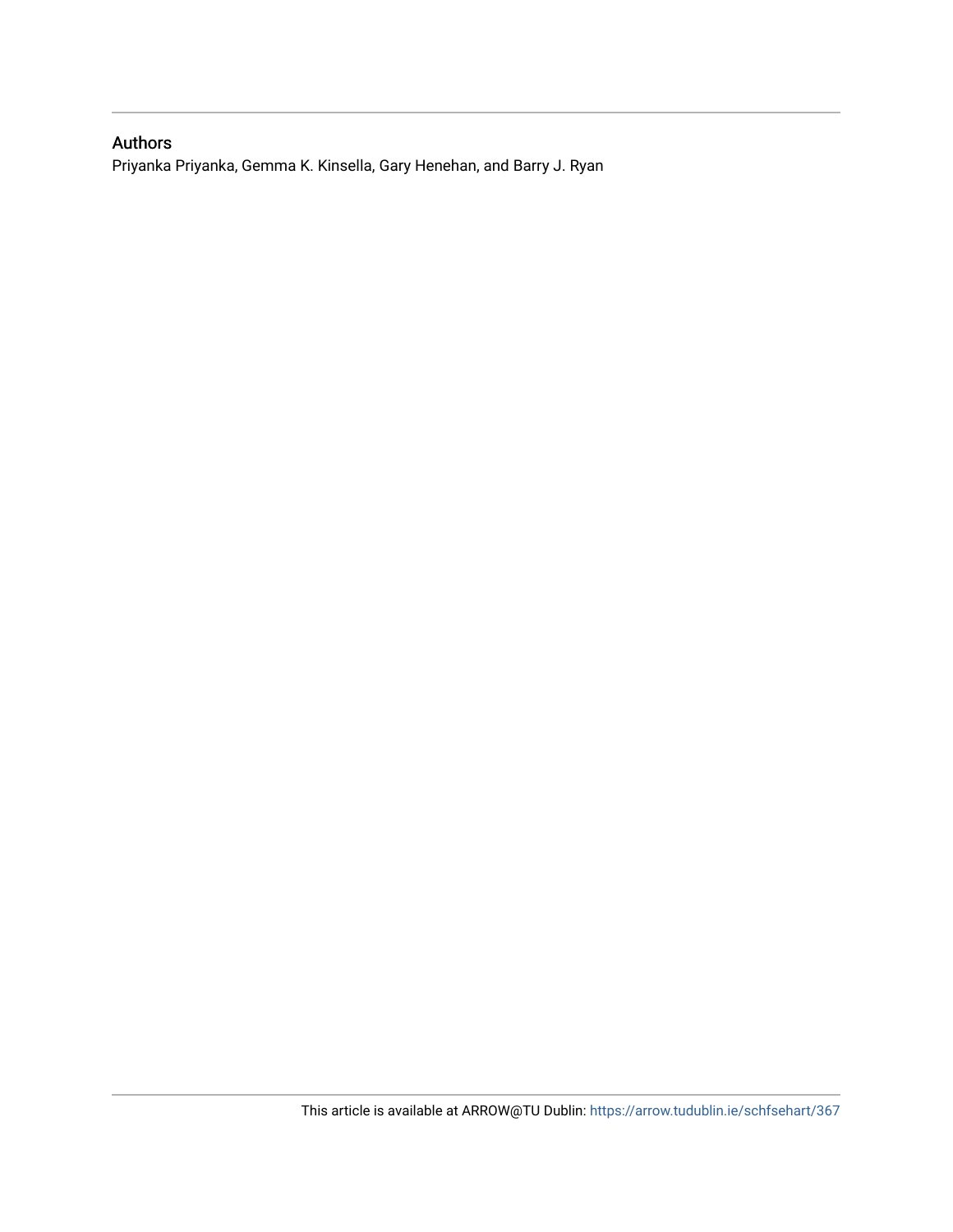## Authors

Priyanka Priyanka, Gemma K. Kinsella, Gary Henehan, and Barry J. Ryan

This article is available at ARROW@TU Dublin: https://arrow.tudublin.ie/schfsehart/367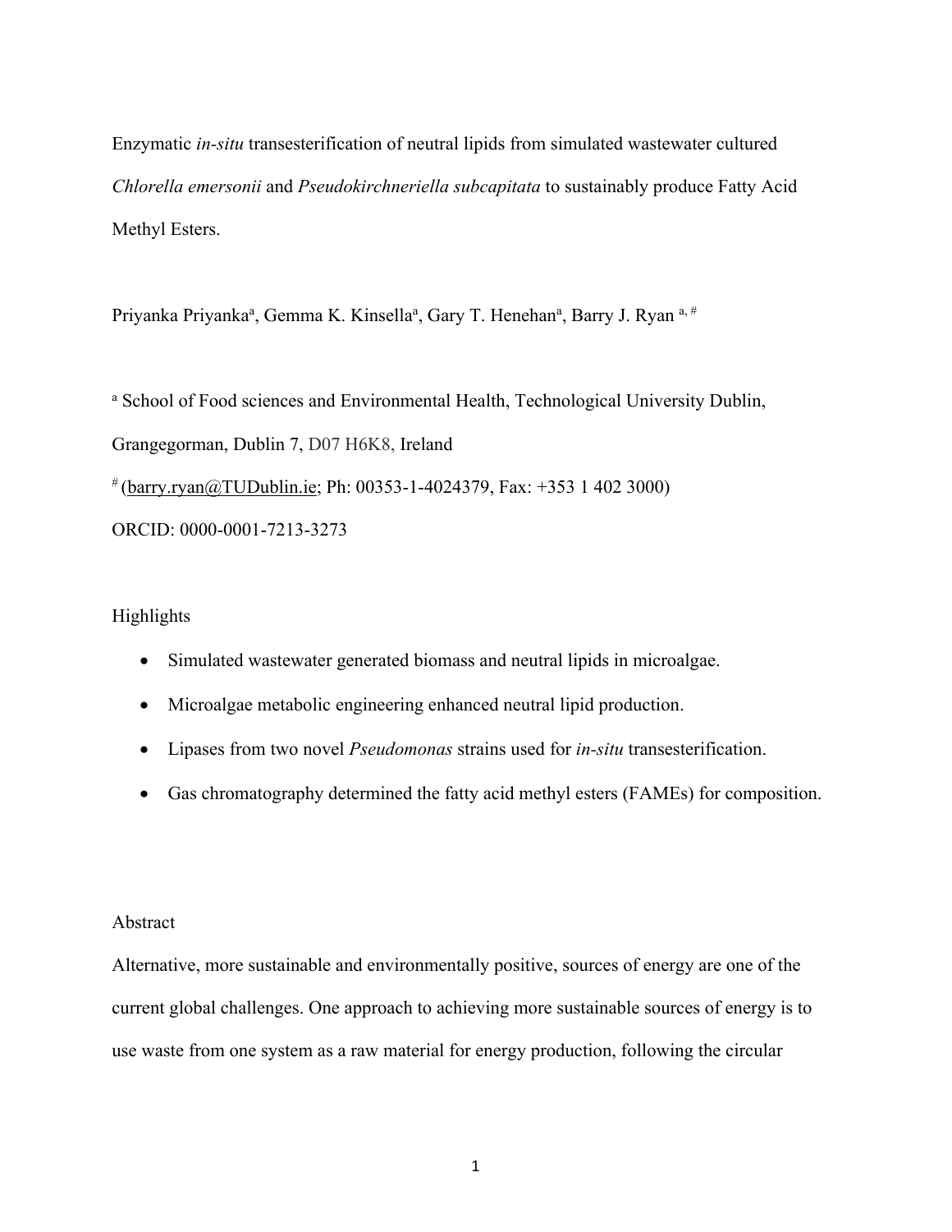Enzymatic *in-situ* transesterification of neutral lipids from simulated wastewater cultured *Chlorella emersonii* and *Pseudokirchneriella subcapitata* to sustainably produce Fatty Acid Methyl Esters.

Priyanka Priyanka[a], Gemma K. Kinsella[a], Gary T. Henehan[a], Barry J. Ryan [a, #]

[a] School of Food sciences and Environmental Health, Technological University Dublin, Grangegorman, Dublin 7, D07 H6K8, Ireland

[#] (barry.ryan@TUDublin.ie; Ph: 00353-1-4024379, Fax: +353 1 402 3000)

ORCID: 0000-0001-7213-3273

Highlights

- Simulated wastewater generated biomass and neutral lipids in microalgae.
- Microalgae metabolic engineering enhanced neutral lipid production.
- Lipases from two novel *Pseudomonas* strains used for *in-situ* transesterification.
- Gas chromatography determined the fatty acid methyl esters (FAMEs) for composition.

Abstract

Alternative, more sustainable and environmentally positive, sources of energy are one of the current global challenges. One approach to achieving more sustainable sources of energy is to use waste from one system as a raw material for energy production, following the circular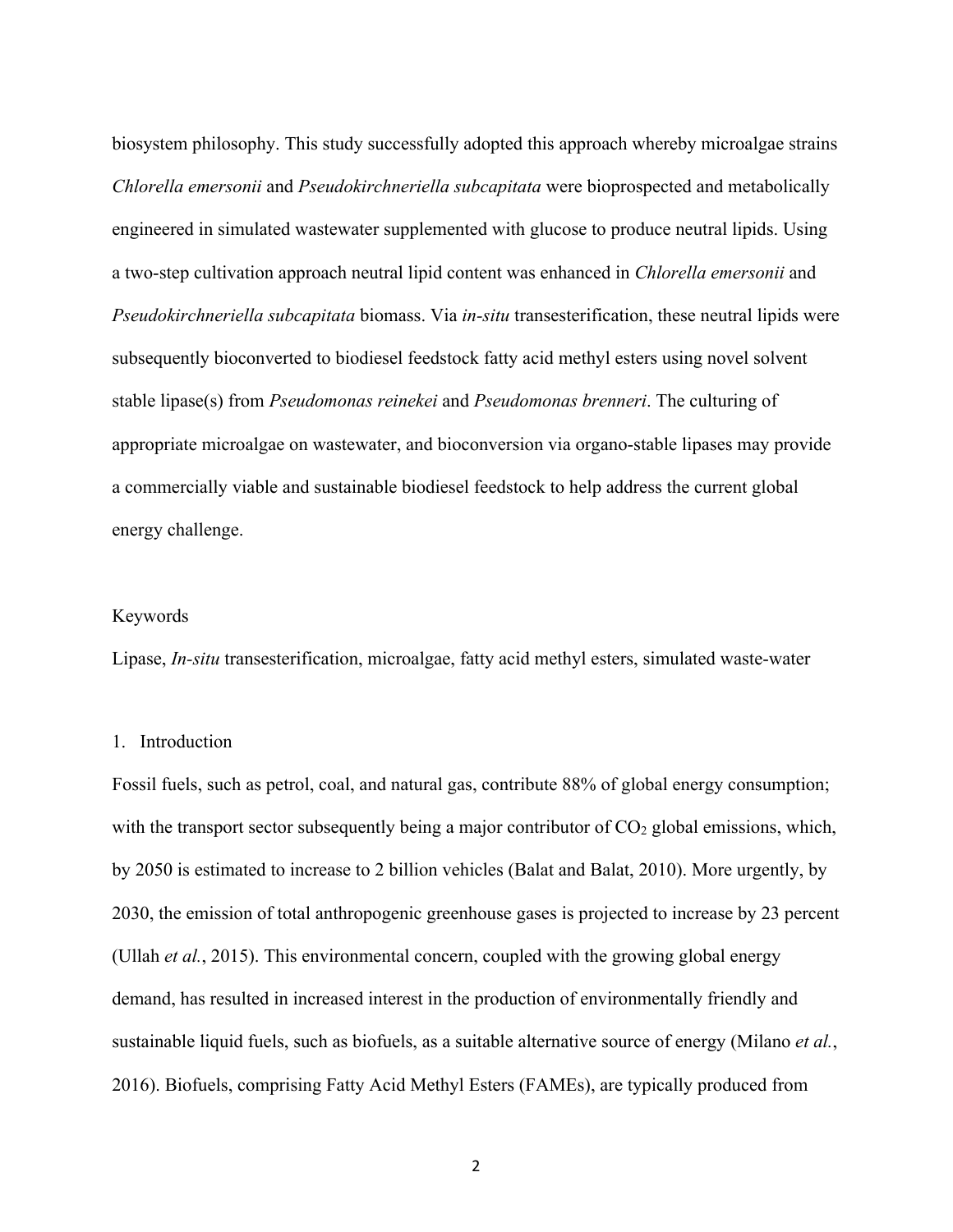biosystem philosophy. This study successfully adopted this approach whereby microalgae strains *Chlorella emersonii* and *Pseudokirchneriella subcapitata* were bioprospected and metabolically engineered in simulated wastewater supplemented with glucose to produce neutral lipids. Using a two-step cultivation approach neutral lipid content was enhanced in *Chlorella emersonii* and *Pseudokirchneriella subcapitata* biomass. Via *in-situ* transesterification, these neutral lipids were subsequently bioconverted to biodiesel feedstock fatty acid methyl esters using novel solvent stable lipase(s) from *Pseudomonas reinekei* and *Pseudomonas brenneri*. The culturing of appropriate microalgae on wastewater, and bioconversion via organo-stable lipases may provide a commercially viable and sustainable biodiesel feedstock to help address the current global energy challenge.

Keywords

Lipase, *In-situ* transesterification, microalgae, fatty acid methyl esters, simulated waste-water

## 1. Introduction

Fossil fuels, such as petrol, coal, and natural gas, contribute 88% of global energy consumption; with the transport sector subsequently being a major contributor of $CO_2$ global emissions, which, by 2050 is estimated to increase to 2 billion vehicles (Balat and Balat, 2010). More urgently, by 2030, the emission of total anthropogenic greenhouse gases is projected to increase by 23 percent (Ullah *et al.*, 2015). This environmental concern, coupled with the growing global energy demand, has resulted in increased interest in the production of environmentally friendly and sustainable liquid fuels, such as biofuels, as a suitable alternative source of energy (Milano *et al.*, 2016). Biofuels, comprising Fatty Acid Methyl Esters (FAMEs), are typically produced from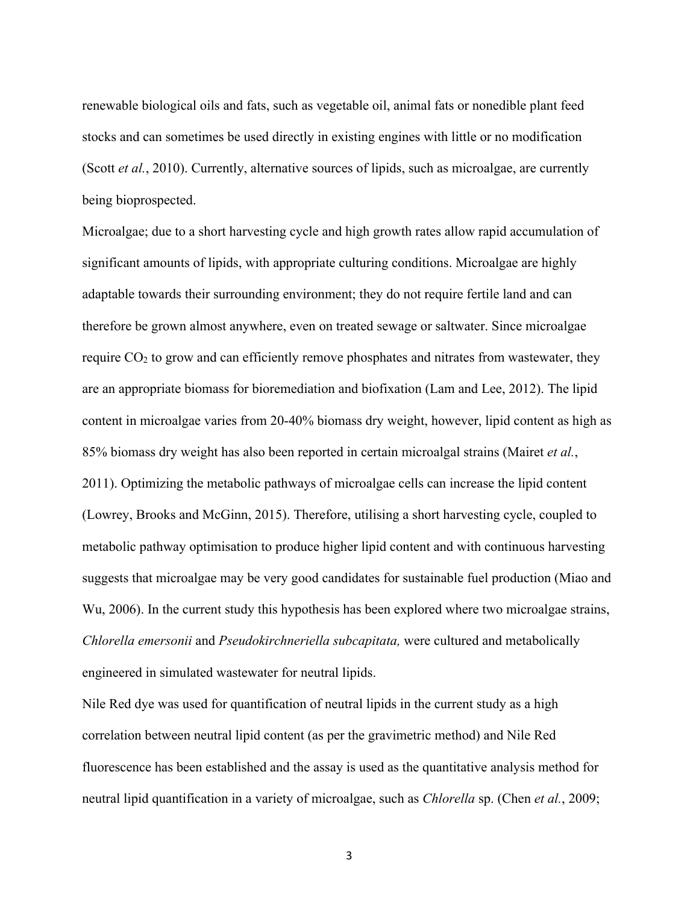renewable biological oils and fats, such as vegetable oil, animal fats or nonedible plant feed stocks and can sometimes be used directly in existing engines with little or no modification (Scott *et al.*, 2010). Currently, alternative sources of lipids, such as microalgae, are currently being bioprospected.

Microalgae; due to a short harvesting cycle and high growth rates allow rapid accumulation of significant amounts of lipids, with appropriate culturing conditions. Microalgae are highly adaptable towards their surrounding environment; they do not require fertile land and can therefore be grown almost anywhere, even on treated sewage or saltwater. Since microalgae require $CO_2$ to grow and can efficiently remove phosphates and nitrates from wastewater, they are an appropriate biomass for bioremediation and biofixation (Lam and Lee, 2012). The lipid content in microalgae varies from 20-40% biomass dry weight, however, lipid content as high as 85% biomass dry weight has also been reported in certain microalgal strains (Mairet *et al.*, 2011). Optimizing the metabolic pathways of microalgae cells can increase the lipid content (Lowrey, Brooks and McGinn, 2015). Therefore, utilising a short harvesting cycle, coupled to metabolic pathway optimisation to produce higher lipid content and with continuous harvesting suggests that microalgae may be very good candidates for sustainable fuel production (Miao and Wu, 2006). In the current study this hypothesis has been explored where two microalgae strains, *Chlorella emersonii* and *Pseudokirchneriella subcapitata,* were cultured and metabolically engineered in simulated wastewater for neutral lipids.

Nile Red dye was used for quantification of neutral lipids in the current study as a high correlation between neutral lipid content (as per the gravimetric method) and Nile Red fluorescence has been established and the assay is used as the quantitative analysis method for neutral lipid quantification in a variety of microalgae, such as *Chlorella* sp. (Chen *et al.*, 2009;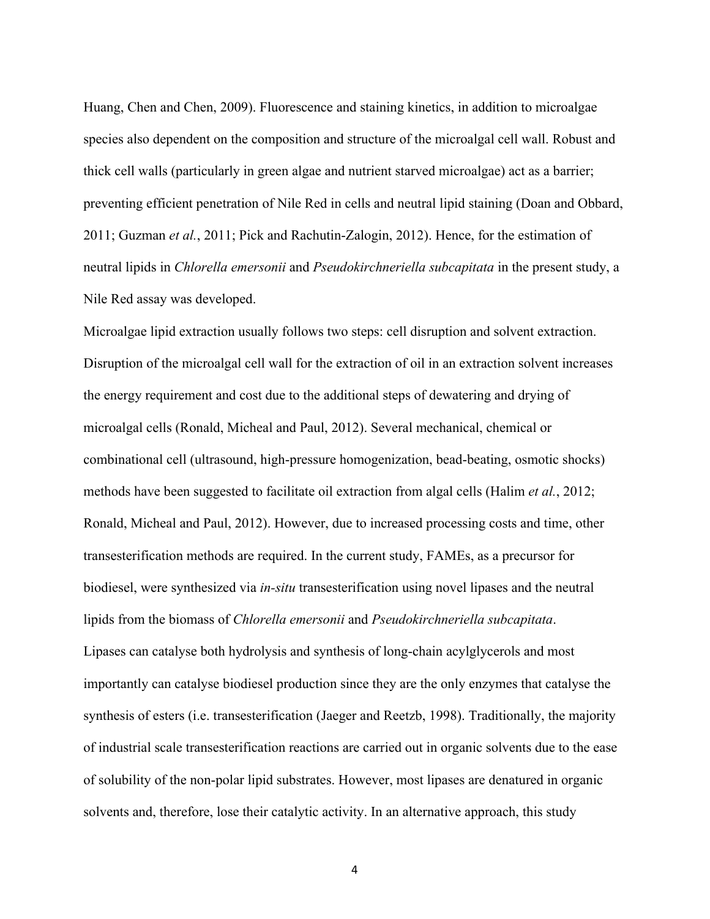Huang, Chen and Chen, 2009). Fluorescence and staining kinetics, in addition to microalgae species also dependent on the composition and structure of the microalgal cell wall. Robust and thick cell walls (particularly in green algae and nutrient starved microalgae) act as a barrier; preventing efficient penetration of Nile Red in cells and neutral lipid staining (Doan and Obbard, 2011; Guzman *et al.*, 2011; Pick and Rachutin-Zalogin, 2012). Hence, for the estimation of neutral lipids in *Chlorella emersonii* and *Pseudokirchneriella subcapitata* in the present study, a Nile Red assay was developed.

Microalgae lipid extraction usually follows two steps: cell disruption and solvent extraction. Disruption of the microalgal cell wall for the extraction of oil in an extraction solvent increases the energy requirement and cost due to the additional steps of dewatering and drying of microalgal cells (Ronald, Micheal and Paul, 2012). Several mechanical, chemical or combinational cell (ultrasound, high-pressure homogenization, bead-beating, osmotic shocks) methods have been suggested to facilitate oil extraction from algal cells (Halim *et al.*, 2012; Ronald, Micheal and Paul, 2012). However, due to increased processing costs and time, other transesterification methods are required. In the current study, FAMEs, as a precursor for biodiesel, were synthesized via *in-situ* transesterification using novel lipases and the neutral lipids from the biomass of *Chlorella emersonii* and *Pseudokirchneriella subcapitata*.

Lipases can catalyse both hydrolysis and synthesis of long-chain acylglycerols and most importantly can catalyse biodiesel production since they are the only enzymes that catalyse the synthesis of esters (i.e. transesterification (Jaeger and Reetzb, 1998). Traditionally, the majority of industrial scale transesterification reactions are carried out in organic solvents due to the ease of solubility of the non-polar lipid substrates. However, most lipases are denatured in organic solvents and, therefore, lose their catalytic activity. In an alternative approach, this study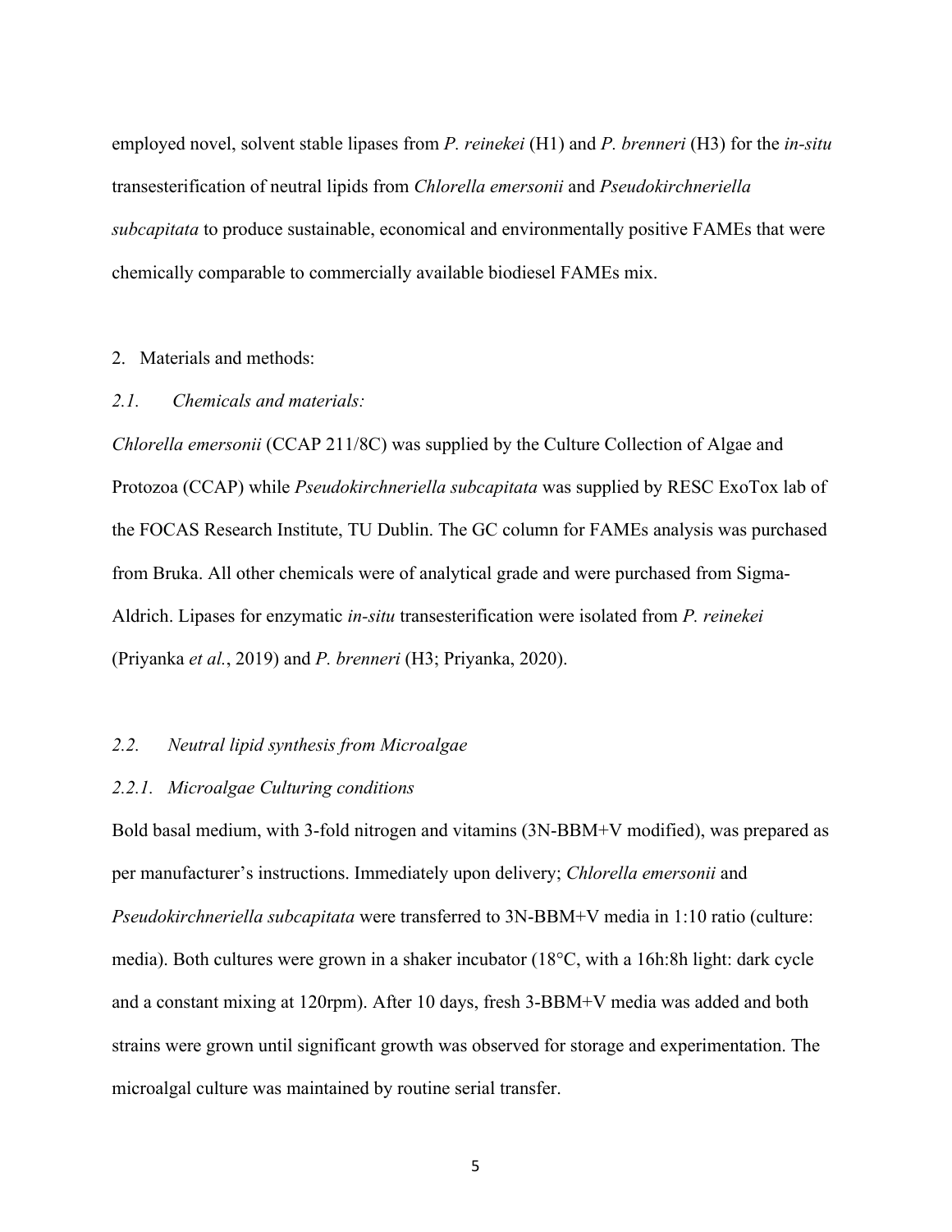employed novel, solvent stable lipases from *P. reinekei* (H1) and *P. brenneri* (H3) for the *in-situ* transesterification of neutral lipids from *Chlorella emersonii* and *Pseudokirchneriella subcapitata* to produce sustainable, economical and environmentally positive FAMEs that were chemically comparable to commercially available biodiesel FAMEs mix.

## 2. Materials and methods:

### *2.1. Chemicals and materials:*

*Chlorella emersonii* (CCAP 211/8C) was supplied by the Culture Collection of Algae and Protozoa (CCAP) while *Pseudokirchneriella subcapitata* was supplied by RESC ExoTox lab of the FOCAS Research Institute, TU Dublin. The GC column for FAMEs analysis was purchased from Bruka. All other chemicals were of analytical grade and were purchased from Sigma-Aldrich. Lipases for enzymatic *in-situ* transesterification were isolated from *P. reinekei* (Priyanka *et al.*, 2019) and *P. brenneri* (H3; Priyanka, 2020).

### *2.2. Neutral lipid synthesis from Microalgae*

#### *2.2.1. Microalgae Culturing conditions*

Bold basal medium, with 3-fold nitrogen and vitamins (3N-BBM+V modified), was prepared as per manufacturer's instructions. Immediately upon delivery; *Chlorella emersonii* and *Pseudokirchneriella subcapitata* were transferred to 3N-BBM+V media in 1:10 ratio (culture: media). Both cultures were grown in a shaker incubator (18°C, with a 16h:8h light: dark cycle and a constant mixing at 120rpm). After 10 days, fresh 3-BBM+V media was added and both strains were grown until significant growth was observed for storage and experimentation. The microalgal culture was maintained by routine serial transfer.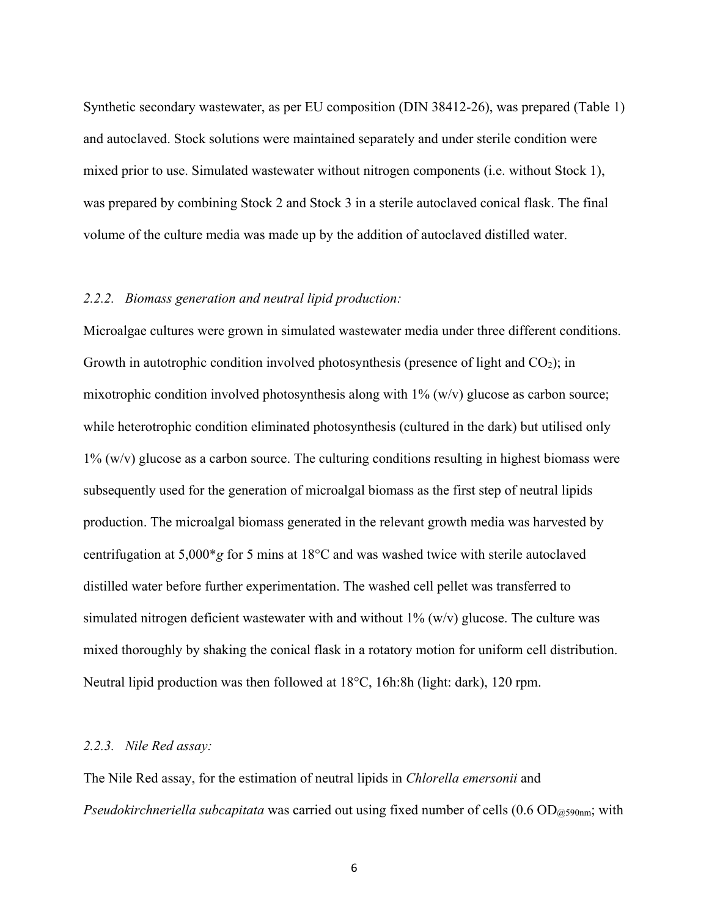Synthetic secondary wastewater, as per EU composition (DIN 38412-26), was prepared (Table 1) and autoclaved. Stock solutions were maintained separately and under sterile condition were mixed prior to use. Simulated wastewater without nitrogen components (i.e. without Stock 1), was prepared by combining Stock 2 and Stock 3 in a sterile autoclaved conical flask. The final volume of the culture media was made up by the addition of autoclaved distilled water.

### *2.2.2. Biomass generation and neutral lipid production:*

Microalgae cultures were grown in simulated wastewater media under three different conditions. Growth in autotrophic condition involved photosynthesis (presence of light and $CO_2$); in mixotrophic condition involved photosynthesis along with 1% (w/v) glucose as carbon source; while heterotrophic condition eliminated photosynthesis (cultured in the dark) but utilised only 1% (w/v) glucose as a carbon source. The culturing conditions resulting in highest biomass were subsequently used for the generation of microalgal biomass as the first step of neutral lipids production. The microalgal biomass generated in the relevant growth media was harvested by centrifugation at 5,000*$g$ for 5 mins at 18°C and was washed twice with sterile autoclaved distilled water before further experimentation. The washed cell pellet was transferred to simulated nitrogen deficient wastewater with and without 1% (w/v) glucose. The culture was mixed thoroughly by shaking the conical flask in a rotatory motion for uniform cell distribution. Neutral lipid production was then followed at 18°C, 16h:8h (light: dark), 120 rpm.

### *2.2.3. Nile Red assay:*

The Nile Red assay, for the estimation of neutral lipids in *Chlorella emersonii* and *Pseudokirchneriella subcapitata* was carried out using fixed number of cells (0.6 $OD_{@590nm}$; with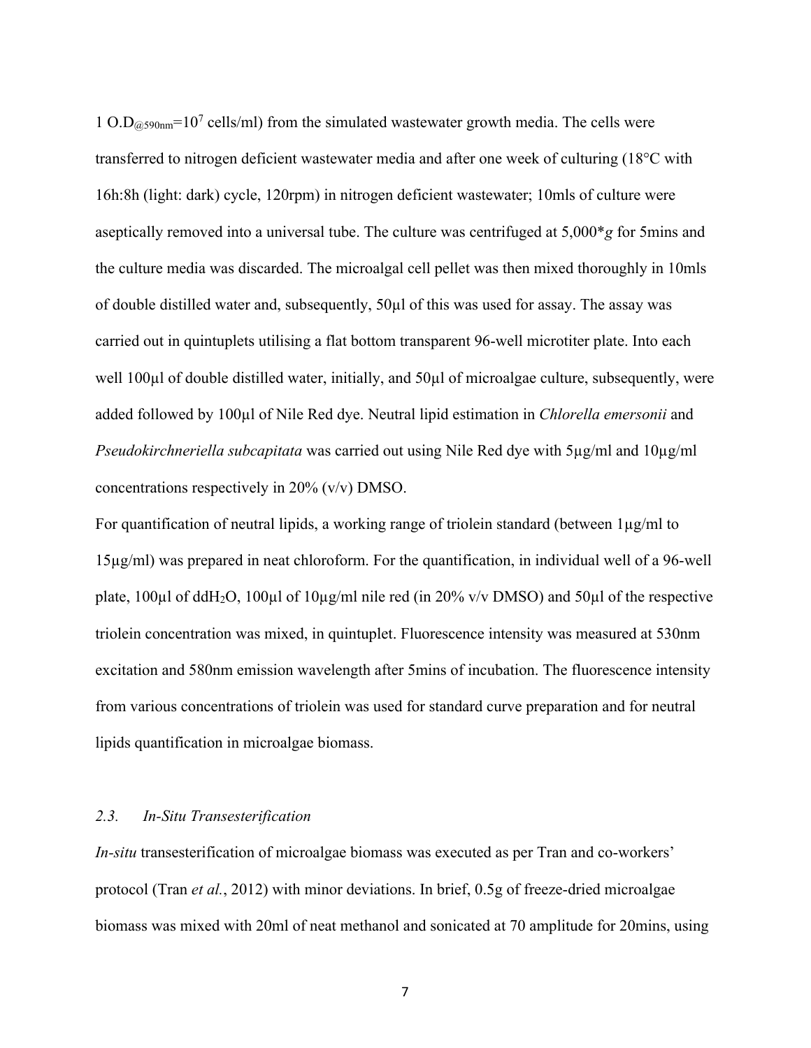1 $O.D_{@590nm}=10^7$ cells/ml) from the simulated wastewater growth media. The cells were transferred to nitrogen deficient wastewater media and after one week of culturing (18°C with 16h:8h (light: dark) cycle, 120rpm) in nitrogen deficient wastewater; 10mls of culture were aseptically removed into a universal tube. The culture was centrifuged at 5,000*g* for 5mins and the culture media was discarded. The microalgal cell pellet was then mixed thoroughly in 10mls of double distilled water and, subsequently, 50µl of this was used for assay. The assay was carried out in quintuplets utilising a flat bottom transparent 96-well microtiter plate. Into each well 100µl of double distilled water, initially, and 50µl of microalgae culture, subsequently, were added followed by 100µl of Nile Red dye. Neutral lipid estimation in *Chlorella emersonii* and *Pseudokirchneriella subcapitata* was carried out using Nile Red dye with 5µg/ml and 10µg/ml concentrations respectively in 20% (v/v) DMSO.

For quantification of neutral lipids, a working range of triolein standard (between 1µg/ml to 15µg/ml) was prepared in neat chloroform. For the quantification, in individual well of a 96-well plate, 100µl of $ddH_2O$, 100µl of 10µg/ml nile red (in 20% v/v DMSO) and 50µl of the respective triolein concentration was mixed, in quintuplet. Fluorescence intensity was measured at 530nm excitation and 580nm emission wavelength after 5mins of incubation. The fluorescence intensity from various concentrations of triolein was used for standard curve preparation and for neutral lipids quantification in microalgae biomass.

### *2.3. In-Situ Transesterification*

*In-situ* transesterification of microalgae biomass was executed as per Tran and co-workers' protocol (Tran *et al.*, 2012) with minor deviations. In brief, 0.5g of freeze-dried microalgae biomass was mixed with 20ml of neat methanol and sonicated at 70 amplitude for 20mins, using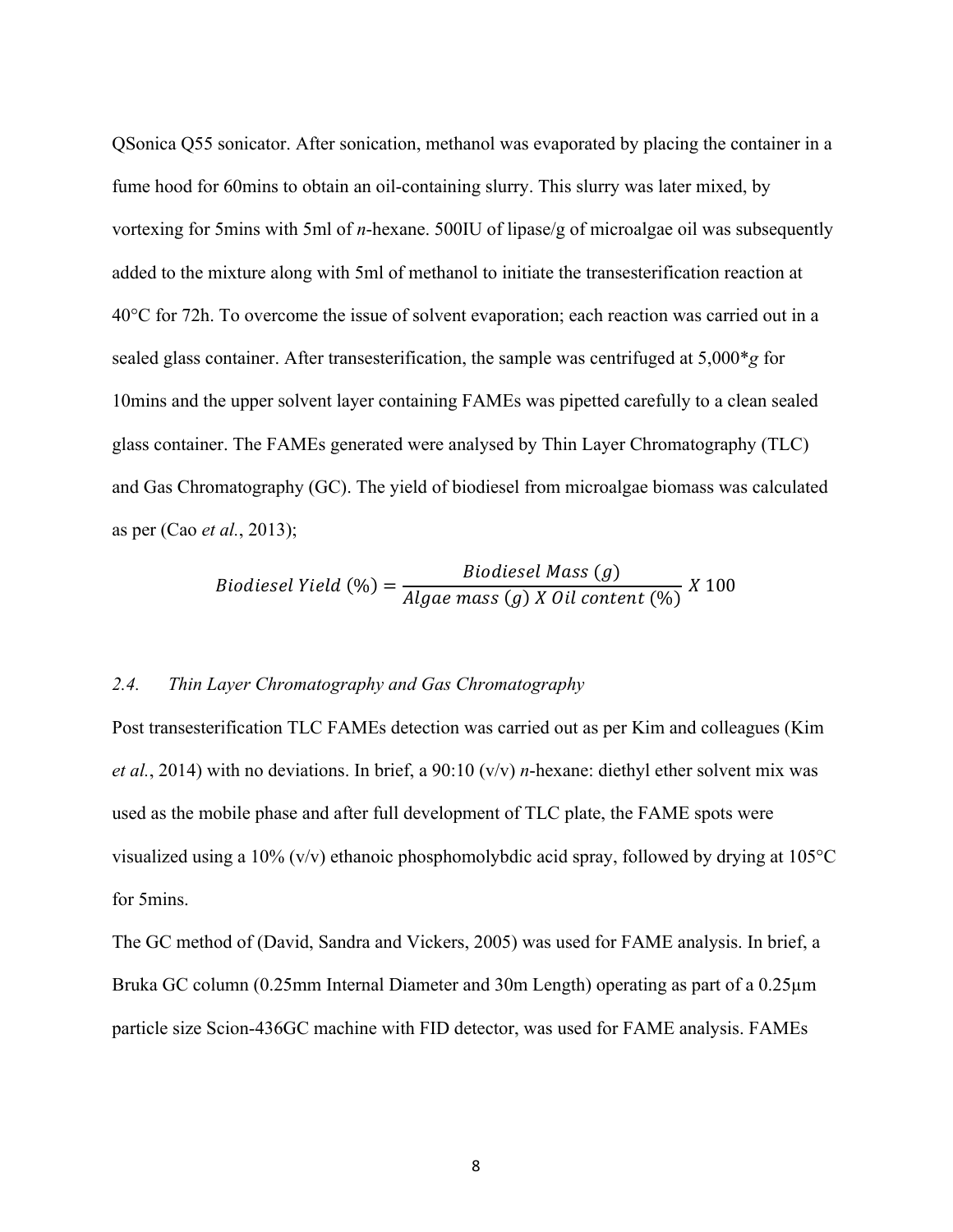QSonica Q55 sonicator. After sonication, methanol was evaporated by placing the container in a fume hood for 60mins to obtain an oil-containing slurry. This slurry was later mixed, by vortexing for 5mins with 5ml of *n*-hexane. 500IU of lipase/g of microalgae oil was subsequently added to the mixture along with 5ml of methanol to initiate the transesterification reaction at 40°C for 72h. To overcome the issue of solvent evaporation; each reaction was carried out in a sealed glass container. After transesterification, the sample was centrifuged at 5,000*g for 10mins and the upper solvent layer containing FAMEs was pipetted carefully to a clean sealed glass container. The FAMEs generated were analysed by Thin Layer Chromatography (TLC) and Gas Chromatography (GC). The yield of biodiesel from microalgae biomass was calculated as per (Cao *et al.*, 2013);

$$Biodiesel\ Yield\ (\%) = \frac{Biodiesel\ Mass\ (g)}{Algae\ mass\ (g)\ X\ Oil\ content\ (\%)}\ X\ 100$$

## *2.4. Thin Layer Chromatography and Gas Chromatography*

Post transesterification TLC FAMEs detection was carried out as per Kim and colleagues (Kim *et al.*, 2014) with no deviations. In brief, a 90:10 (v/v) *n*-hexane: diethyl ether solvent mix was used as the mobile phase and after full development of TLC plate, the FAME spots were visualized using a 10% (v/v) ethanoic phosphomolybdic acid spray, followed by drying at 105°C for 5mins.

The GC method of (David, Sandra and Vickers, 2005) was used for FAME analysis. In brief, a Bruka GC column (0.25mm Internal Diameter and 30m Length) operating as part of a 0.25µm particle size Scion-436GC machine with FID detector, was used for FAME analysis. FAMEs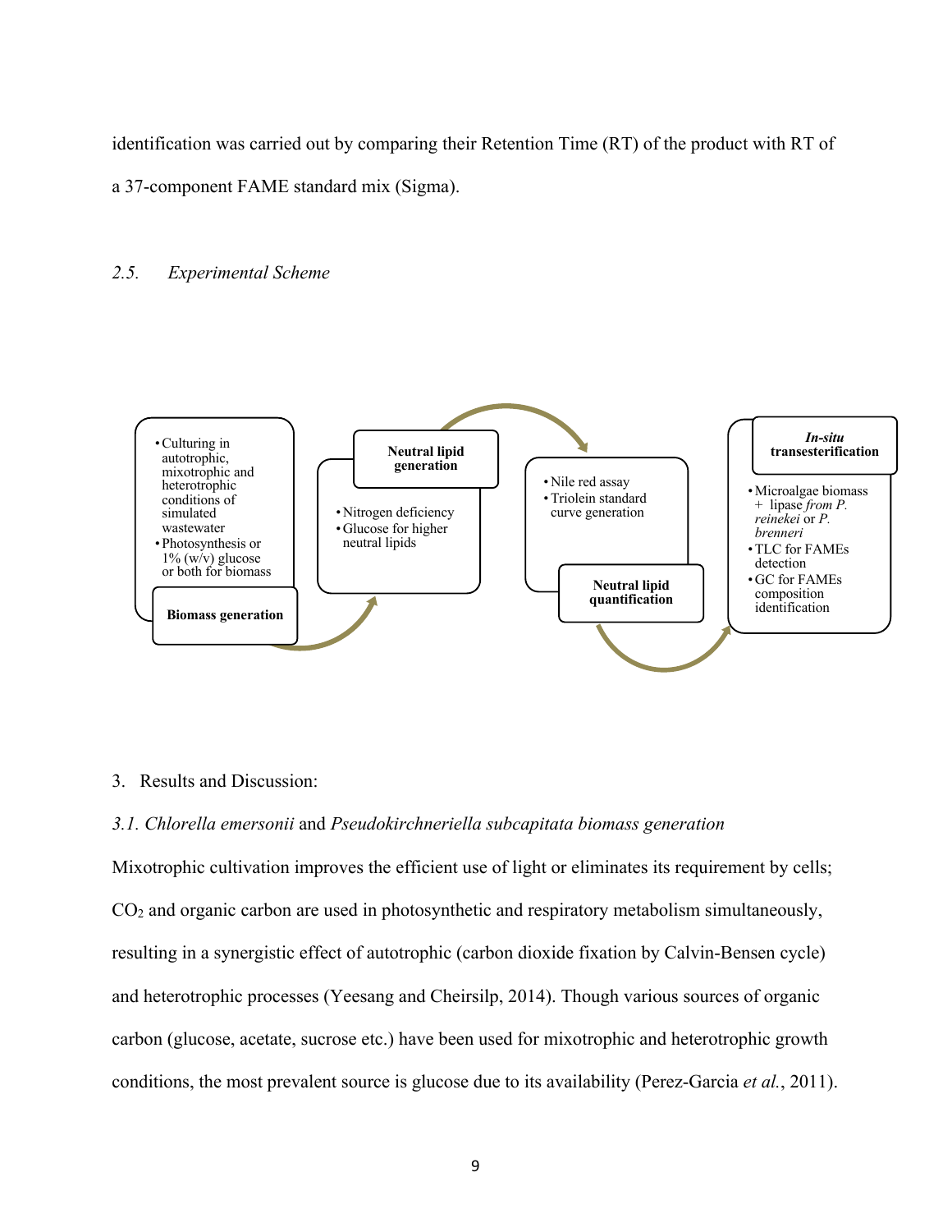identification was carried out by comparing their Retention Time (RT) of the product with RT of a 37-component FAME standard mix (Sigma).

### *2.5. Experimental Scheme*

**Biomass generation**

- Culturing in autotrophic, mixotrophic and heterotrophic conditions of simulated wastewater
- Photosynthesis or 1% (w/v) glucose or both for biomass

**Neutral lipid generation**

- Nitrogen deficiency
- Glucose for higher neutral lipids

**Neutral lipid quantification**

- Nile red assay
- Triolein standard curve generation

***In-situ* transesterification**

- Microalgae biomass + lipase *from P. reinekei* or *P. brenneri*
- TLC for FAMEs detection
- GC for FAMEs composition identification

## 3. Results and Discussion:

### *3.1. Chlorella emersonii* and *Pseudokirchneriella subcapitata biomass generation*

Mixotrophic cultivation improves the efficient use of light or eliminates its requirement by cells; $CO_2$ and organic carbon are used in photosynthetic and respiratory metabolism simultaneously, resulting in a synergistic effect of autotrophic (carbon dioxide fixation by Calvin-Bensen cycle) and heterotrophic processes (Yeesang and Cheirsilp, 2014). Though various sources of organic carbon (glucose, acetate, sucrose etc.) have been used for mixotrophic and heterotrophic growth conditions, the most prevalent source is glucose due to its availability (Perez-Garcia *et al.*, 2011).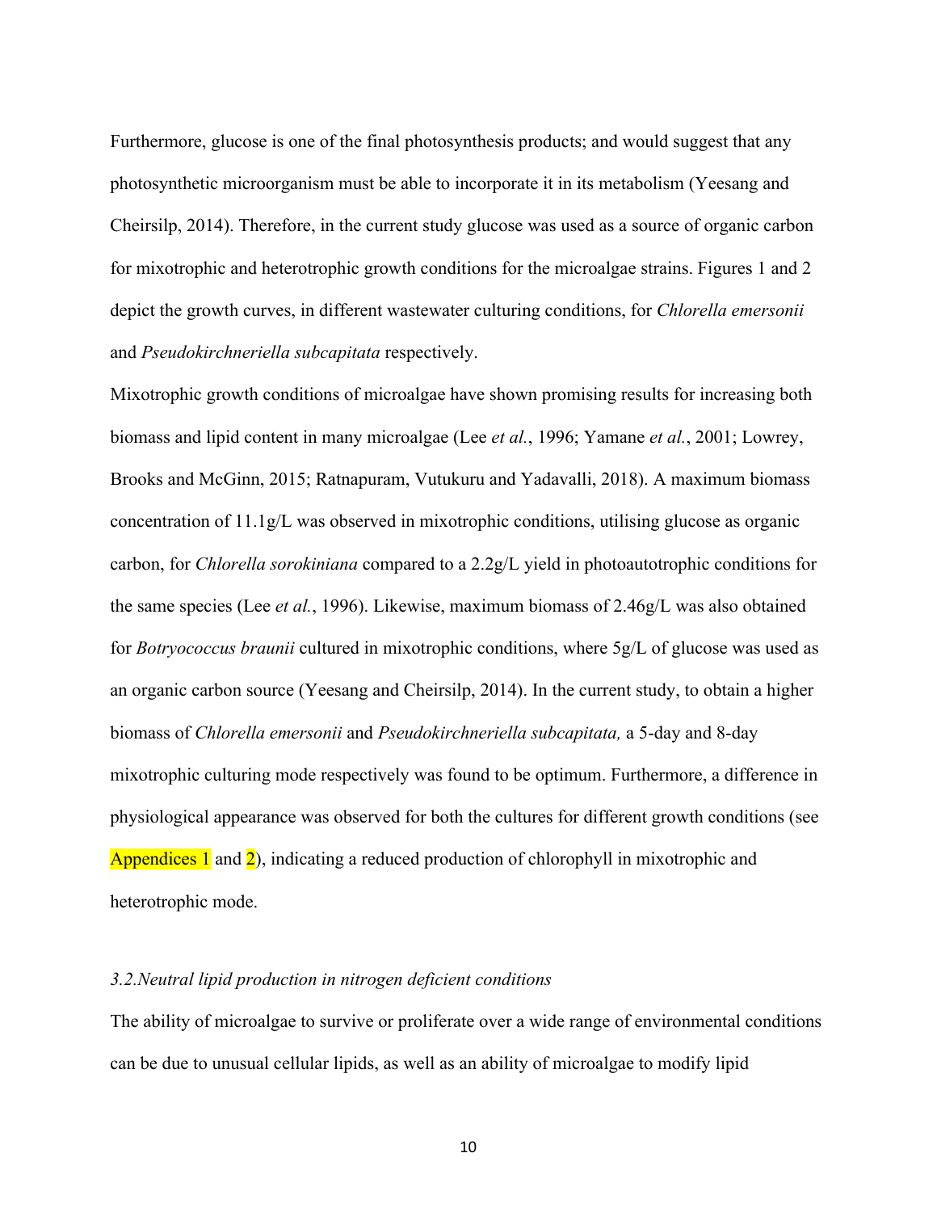Furthermore, glucose is one of the final photosynthesis products; and would suggest that any photosynthetic microorganism must be able to incorporate it in its metabolism (Yeesang and Cheirsilp, 2014). Therefore, in the current study glucose was used as a source of organic carbon for mixotrophic and heterotrophic growth conditions for the microalgae strains. Figures 1 and 2 depict the growth curves, in different wastewater culturing conditions, for *Chlorella emersonii* and *Pseudokirchneriella subcapitata* respectively.

Mixotrophic growth conditions of microalgae have shown promising results for increasing both biomass and lipid content in many microalgae (Lee *et al.*, 1996; Yamane *et al.*, 2001; Lowrey, Brooks and McGinn, 2015; Ratnapuram, Vutukuru and Yadavalli, 2018). A maximum biomass concentration of 11.1g/L was observed in mixotrophic conditions, utilising glucose as organic carbon, for *Chlorella sorokiniana* compared to a 2.2g/L yield in photoautotrophic conditions for the same species (Lee *et al.*, 1996). Likewise, maximum biomass of 2.46g/L was also obtained for *Botryococcus braunii* cultured in mixotrophic conditions, where 5g/L of glucose was used as an organic carbon source (Yeesang and Cheirsilp, 2014). In the current study, to obtain a higher biomass of *Chlorella emersonii* and *Pseudokirchneriella subcapitata,* a 5-day and 8-day mixotrophic culturing mode respectively was found to be optimum. Furthermore, a difference in physiological appearance was observed for both the cultures for different growth conditions (see Appendices 1 and 2), indicating a reduced production of chlorophyll in mixotrophic and heterotrophic mode.

### *3.2. Neutral lipid production in nitrogen deficient conditions*

The ability of microalgae to survive or proliferate over a wide range of environmental conditions can be due to unusual cellular lipids, as well as an ability of microalgae to modify lipid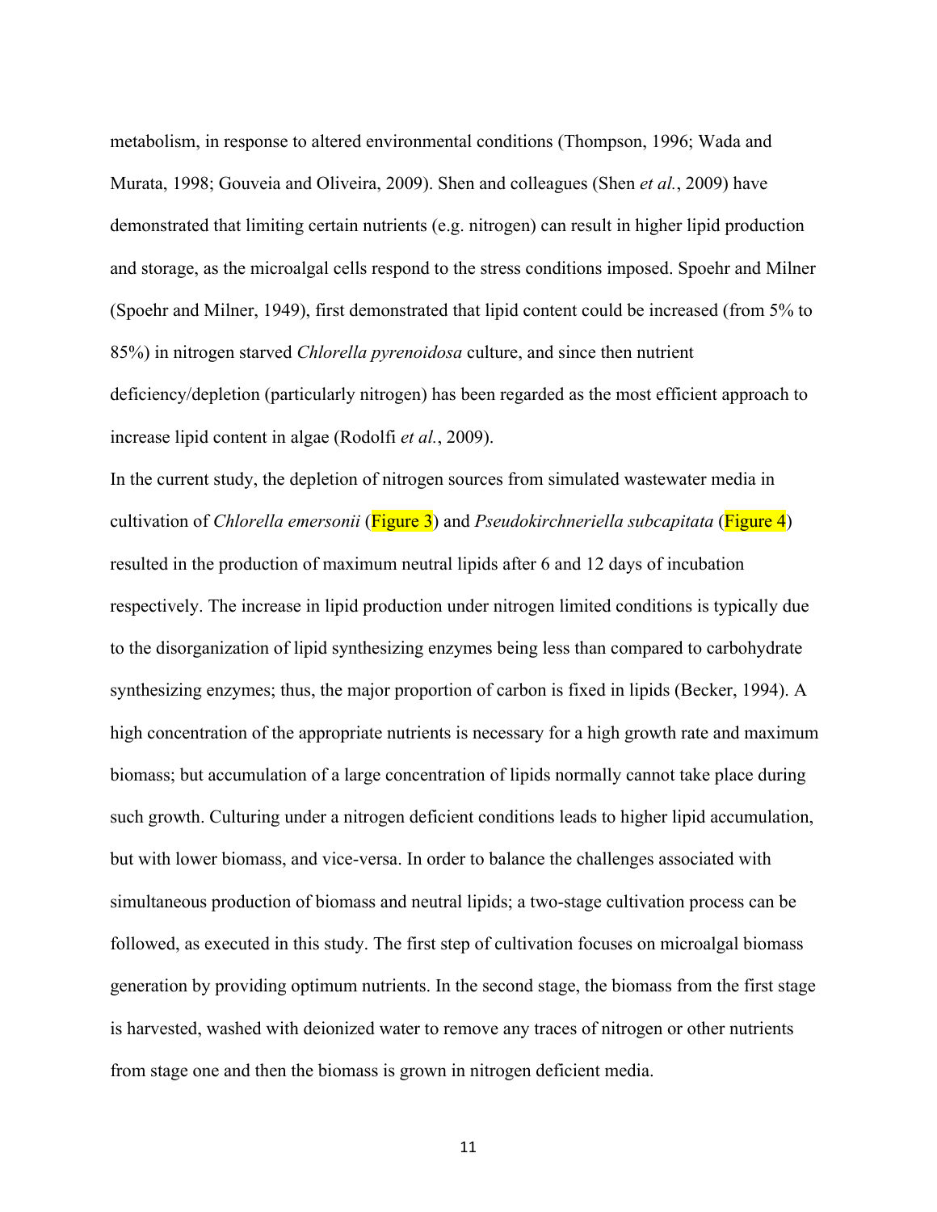metabolism, in response to altered environmental conditions (Thompson, 1996; Wada and Murata, 1998; Gouveia and Oliveira, 2009). Shen and colleagues (Shen *et al.*, 2009) have demonstrated that limiting certain nutrients (e.g. nitrogen) can result in higher lipid production and storage, as the microalgal cells respond to the stress conditions imposed. Spoehr and Milner (Spoehr and Milner, 1949), first demonstrated that lipid content could be increased (from 5% to 85%) in nitrogen starved *Chlorella pyrenoidosa* culture, and since then nutrient deficiency/depletion (particularly nitrogen) has been regarded as the most efficient approach to increase lipid content in algae (Rodolfi *et al.*, 2009).

In the current study, the depletion of nitrogen sources from simulated wastewater media in cultivation of *Chlorella emersonii* (Figure 3) and *Pseudokirchneriella subcapitata* (Figure 4) resulted in the production of maximum neutral lipids after 6 and 12 days of incubation respectively. The increase in lipid production under nitrogen limited conditions is typically due to the disorganization of lipid synthesizing enzymes being less than compared to carbohydrate synthesizing enzymes; thus, the major proportion of carbon is fixed in lipids (Becker, 1994). A high concentration of the appropriate nutrients is necessary for a high growth rate and maximum biomass; but accumulation of a large concentration of lipids normally cannot take place during such growth. Culturing under a nitrogen deficient conditions leads to higher lipid accumulation, but with lower biomass, and vice-versa. In order to balance the challenges associated with simultaneous production of biomass and neutral lipids; a two-stage cultivation process can be followed, as executed in this study. The first step of cultivation focuses on microalgal biomass generation by providing optimum nutrients. In the second stage, the biomass from the first stage is harvested, washed with deionized water to remove any traces of nitrogen or other nutrients from stage one and then the biomass is grown in nitrogen deficient media.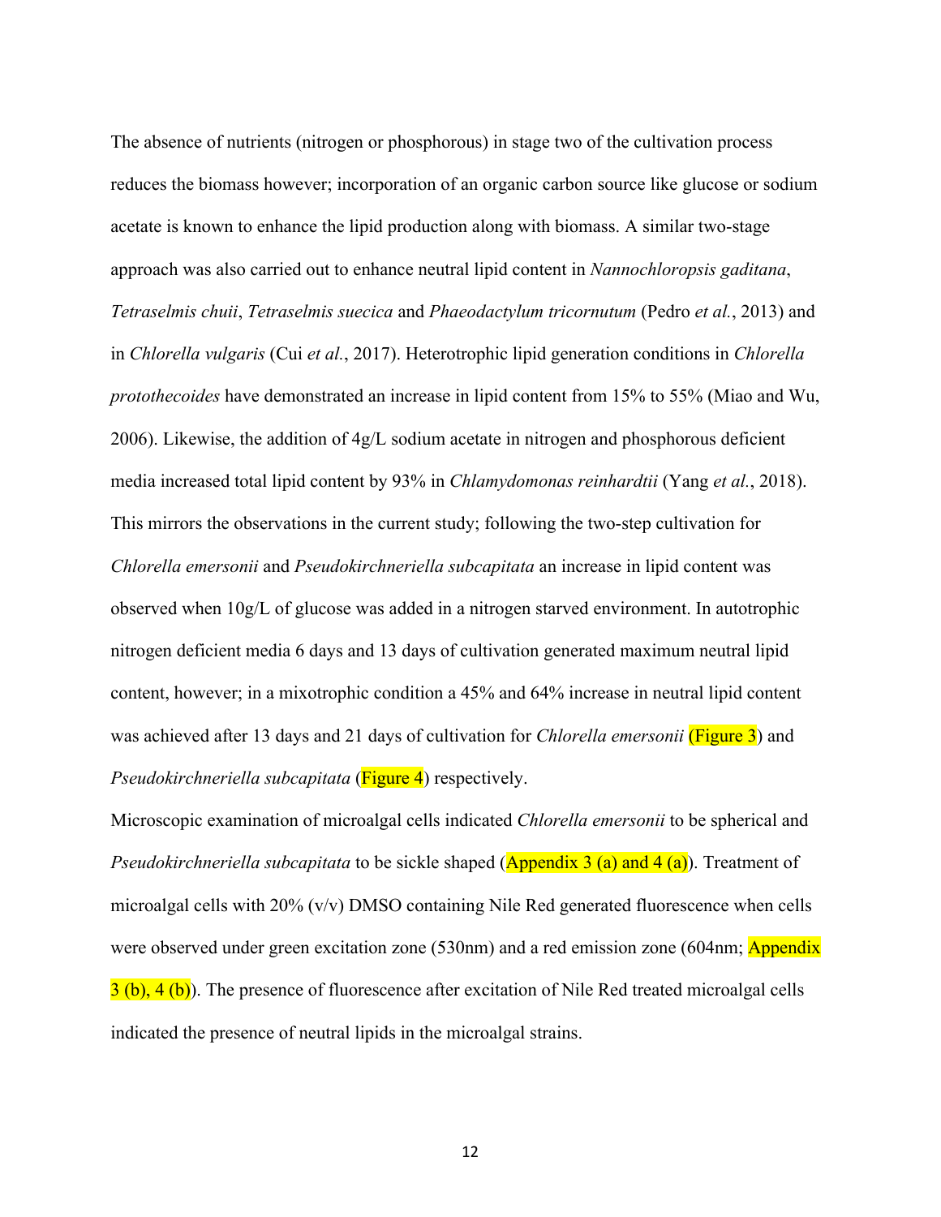The absence of nutrients (nitrogen or phosphorous) in stage two of the cultivation process reduces the biomass however; incorporation of an organic carbon source like glucose or sodium acetate is known to enhance the lipid production along with biomass. A similar two-stage approach was also carried out to enhance neutral lipid content in *Nannochloropsis gaditana*, *Tetraselmis chuii*, *Tetraselmis suecica* and *Phaeodactylum tricornutum* (Pedro *et al.*, 2013) and in *Chlorella vulgaris* (Cui *et al.*, 2017). Heterotrophic lipid generation conditions in *Chlorella protothecoides* have demonstrated an increase in lipid content from 15% to 55% (Miao and Wu, 2006). Likewise, the addition of 4g/L sodium acetate in nitrogen and phosphorous deficient media increased total lipid content by 93% in *Chlamydomonas reinhardtii* (Yang *et al.*, 2018). This mirrors the observations in the current study; following the two-step cultivation for *Chlorella emersonii* and *Pseudokirchneriella subcapitata* an increase in lipid content was observed when 10g/L of glucose was added in a nitrogen starved environment. In autotrophic nitrogen deficient media 6 days and 13 days of cultivation generated maximum neutral lipid content, however; in a mixotrophic condition a 45% and 64% increase in neutral lipid content was achieved after 13 days and 21 days of cultivation for *Chlorella emersonii* (Figure 3) and *Pseudokirchneriella subcapitata* (Figure 4) respectively.

Microscopic examination of microalgal cells indicated *Chlorella emersonii* to be spherical and *Pseudokirchneriella subcapitata* to be sickle shaped (Appendix 3 (a) and 4 (a)). Treatment of microalgal cells with 20% (v/v) DMSO containing Nile Red generated fluorescence when cells were observed under green excitation zone (530nm) and a red emission zone (604nm; Appendix 3 (b), 4 (b)). The presence of fluorescence after excitation of Nile Red treated microalgal cells indicated the presence of neutral lipids in the microalgal strains.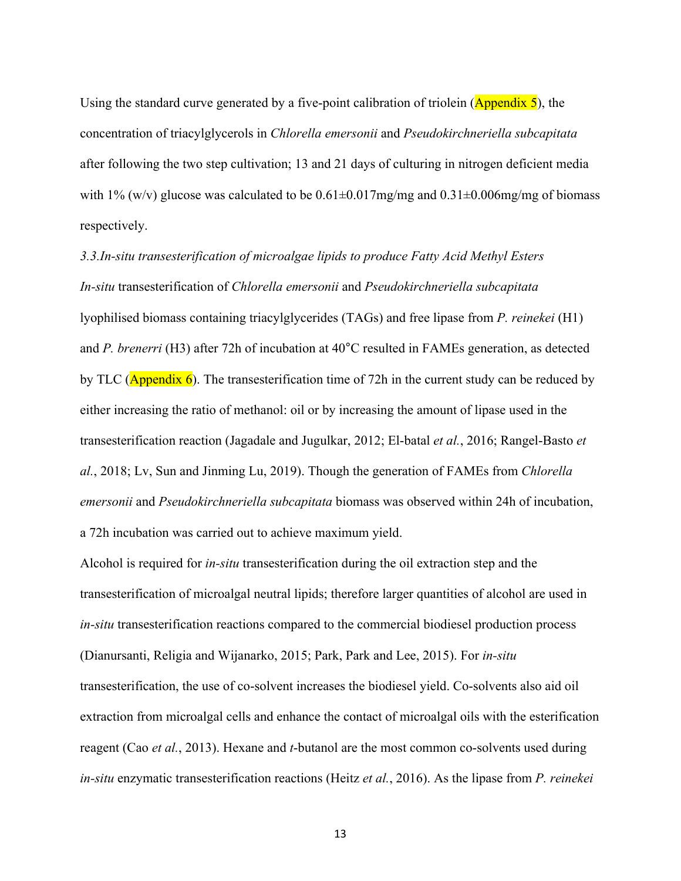Using the standard curve generated by a five-point calibration of triolein (Appendix 5), the concentration of triacylglycerols in *Chlorella emersonii* and *Pseudokirchneriella subcapitata* after following the two step cultivation; 13 and 21 days of culturing in nitrogen deficient media with 1% (w/v) glucose was calculated to be 0.61±0.017mg/mg and 0.31±0.006mg/mg of biomass respectively.

### *3.3.In-situ transesterification of microalgae lipids to produce Fatty Acid Methyl Esters*

*In-situ* transesterification of *Chlorella emersonii* and *Pseudokirchneriella subcapitata* lyophilised biomass containing triacylglycerides (TAGs) and free lipase from *P. reinekei* (H1) and *P. brenerri* (H3) after 72h of incubation at 40°C resulted in FAMEs generation, as detected by TLC (Appendix 6). The transesterification time of 72h in the current study can be reduced by either increasing the ratio of methanol: oil or by increasing the amount of lipase used in the transesterification reaction (Jagadale and Jugulkar, 2012; El-batal *et al.*, 2016; Rangel-Basto *et al.*, 2018; Lv, Sun and Jinming Lu, 2019). Though the generation of FAMEs from *Chlorella emersonii* and *Pseudokirchneriella subcapitata* biomass was observed within 24h of incubation, a 72h incubation was carried out to achieve maximum yield.

Alcohol is required for *in-situ* transesterification during the oil extraction step and the transesterification of microalgal neutral lipids; therefore larger quantities of alcohol are used in *in-situ* transesterification reactions compared to the commercial biodiesel production process (Dianursanti, Religia and Wijanarko, 2015; Park, Park and Lee, 2015). For *in-situ* transesterification, the use of co-solvent increases the biodiesel yield. Co-solvents also aid oil extraction from microalgal cells and enhance the contact of microalgal oils with the esterification reagent (Cao *et al.*, 2013). Hexane and *t*-butanol are the most common co-solvents used during *in-situ* enzymatic transesterification reactions (Heitz *et al.*, 2016). As the lipase from *P. reinekei*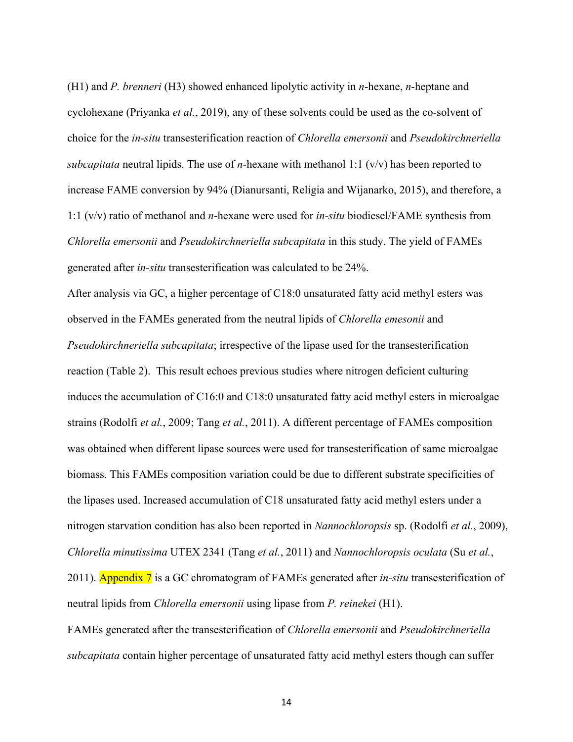(H1) and *P. brenneri* (H3) showed enhanced lipolytic activity in *n*-hexane, *n*-heptane and cyclohexane (Priyanka *et al.*, 2019), any of these solvents could be used as the co-solvent of choice for the *in-situ* transesterification reaction of *Chlorella emersonii* and *Pseudokirchneriella subcapitata* neutral lipids. The use of *n*-hexane with methanol 1:1 (v/v) has been reported to increase FAME conversion by 94% (Dianursanti, Religia and Wijanarko, 2015), and therefore, a 1:1 (v/v) ratio of methanol and *n*-hexane were used for *in-situ* biodiesel/FAME synthesis from *Chlorella emersonii* and *Pseudokirchneriella subcapitata* in this study. The yield of FAMEs generated after *in-situ* transesterification was calculated to be 24%.

After analysis via GC, a higher percentage of C18:0 unsaturated fatty acid methyl esters was observed in the FAMEs generated from the neutral lipids of *Chlorella emesonii* and *Pseudokirchneriella subcapitata*; irrespective of the lipase used for the transesterification reaction (Table 2). This result echoes previous studies where nitrogen deficient culturing induces the accumulation of C16:0 and C18:0 unsaturated fatty acid methyl esters in microalgae strains (Rodolfi *et al.*, 2009; Tang *et al.*, 2011). A different percentage of FAMEs composition was obtained when different lipase sources were used for transesterification of same microalgae biomass. This FAMEs composition variation could be due to different substrate specificities of the lipases used. Increased accumulation of C18 unsaturated fatty acid methyl esters under a nitrogen starvation condition has also been reported in *Nannochloropsis* sp. (Rodolfi *et al.*, 2009), *Chlorella minutissima* UTEX 2341 (Tang *et al.*, 2011) and *Nannochloropsis oculata* (Su *et al.*, 2011). Appendix 7 is a GC chromatogram of FAMEs generated after *in-situ* transesterification of neutral lipids from *Chlorella emersonii* using lipase from *P. reinekei* (H1).

FAMEs generated after the transesterification of *Chlorella emersonii* and *Pseudokirchneriella subcapitata* contain higher percentage of unsaturated fatty acid methyl esters though can suffer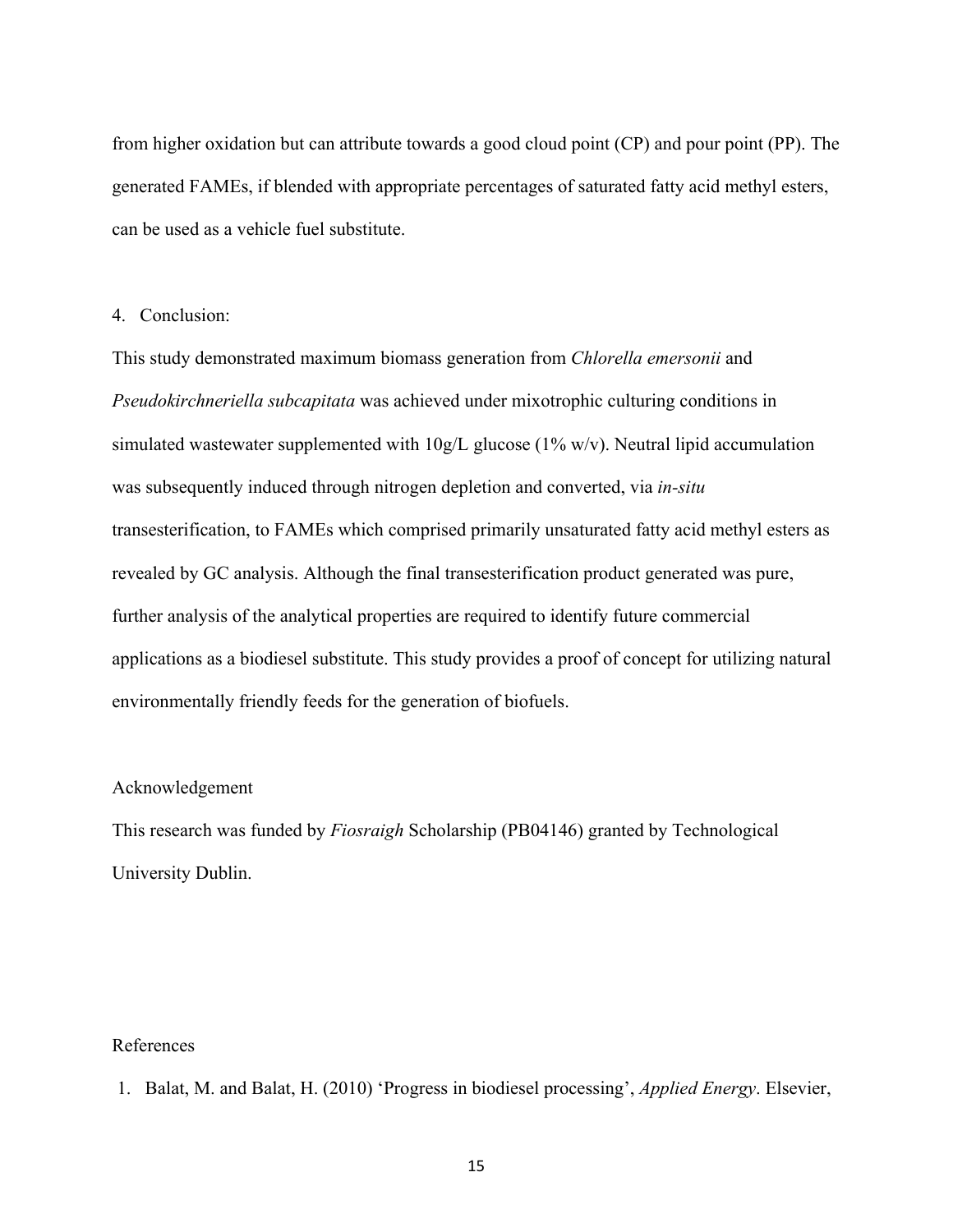from higher oxidation but can attribute towards a good cloud point (CP) and pour point (PP). The generated FAMEs, if blended with appropriate percentages of saturated fatty acid methyl esters, can be used as a vehicle fuel substitute.

## 4. Conclusion:

This study demonstrated maximum biomass generation from *Chlorella emersonii* and *Pseudokirchneriella subcapitata* was achieved under mixotrophic culturing conditions in simulated wastewater supplemented with 10g/L glucose (1% w/v). Neutral lipid accumulation was subsequently induced through nitrogen depletion and converted, via *in-situ* transesterification, to FAMEs which comprised primarily unsaturated fatty acid methyl esters as revealed by GC analysis. Although the final transesterification product generated was pure, further analysis of the analytical properties are required to identify future commercial applications as a biodiesel substitute. This study provides a proof of concept for utilizing natural environmentally friendly feeds for the generation of biofuels.

## Acknowledgement

This research was funded by *Fiosraigh* Scholarship (PB04146) granted by Technological University Dublin.

## References

1. Balat, M. and Balat, H. (2010) 'Progress in biodiesel processing', *Applied Energy*. Elsevier,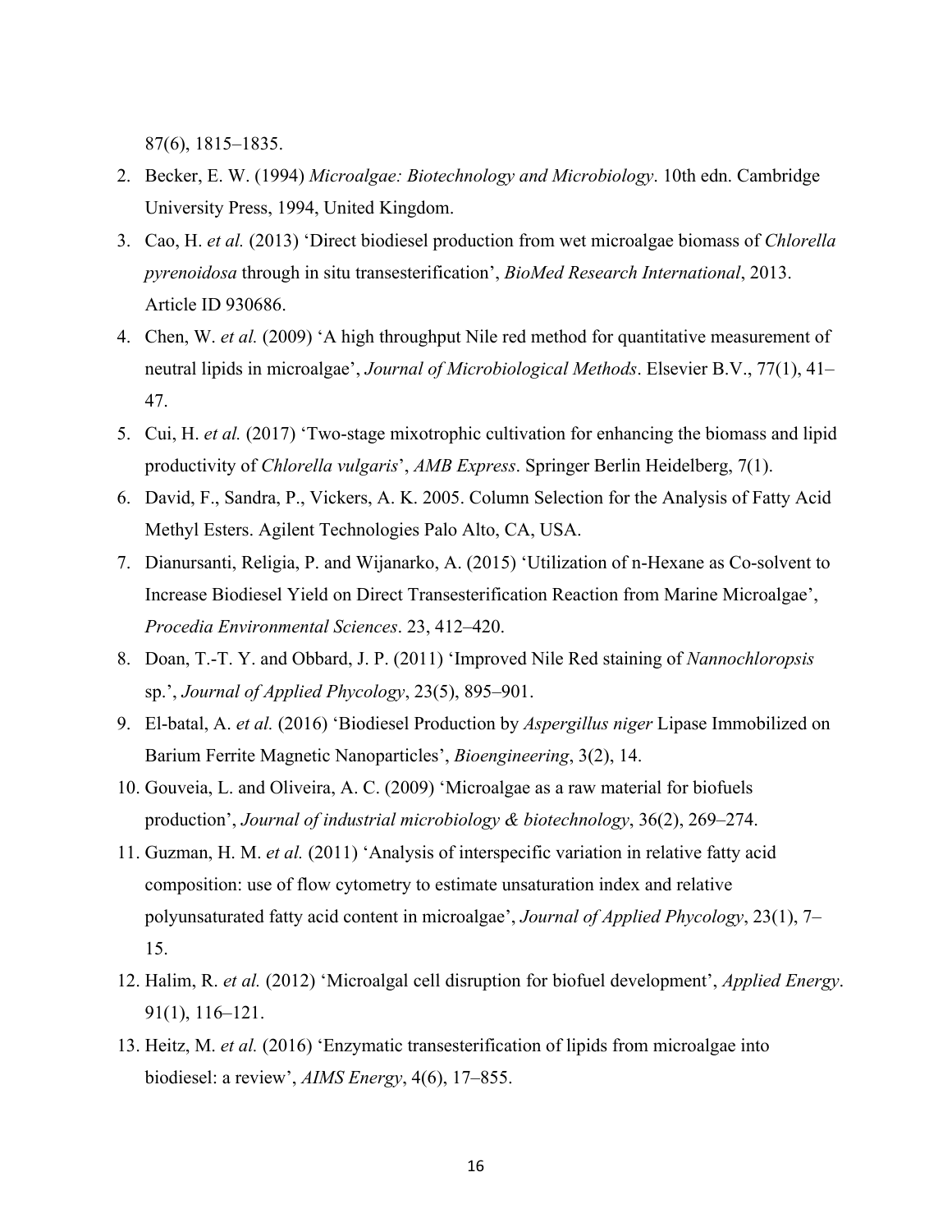87(6), 1815–1835.

2. Becker, E. W. (1994) *Microalgae: Biotechnology and Microbiology*. 10th edn. Cambridge University Press, 1994, United Kingdom.
3. Cao, H. *et al.* (2013) 'Direct biodiesel production from wet microalgae biomass of *Chlorella pyrenoidosa* through in situ transesterification', *BioMed Research International*, 2013. Article ID 930686.
4. Chen, W. *et al.* (2009) 'A high throughput Nile red method for quantitative measurement of neutral lipids in microalgae', *Journal of Microbiological Methods*. Elsevier B.V., 77(1), 41–47.
5. Cui, H. *et al.* (2017) 'Two-stage mixotrophic cultivation for enhancing the biomass and lipid productivity of *Chlorella vulgaris*', *AMB Express*. Springer Berlin Heidelberg, 7(1).
6. David, F., Sandra, P., Vickers, A. K. 2005. Column Selection for the Analysis of Fatty Acid Methyl Esters. Agilent Technologies Palo Alto, CA, USA.
7. Dianursanti, Religia, P. and Wijanarko, A. (2015) 'Utilization of n-Hexane as Co-solvent to Increase Biodiesel Yield on Direct Transesterification Reaction from Marine Microalgae', *Procedia Environmental Sciences*. 23, 412–420.
8. Doan, T.-T. Y. and Obbard, J. P. (2011) 'Improved Nile Red staining of *Nannochloropsis* sp.', *Journal of Applied Phycology*, 23(5), 895–901.
9. El-batal, A. *et al.* (2016) 'Biodiesel Production by *Aspergillus niger* Lipase Immobilized on Barium Ferrite Magnetic Nanoparticles', *Bioengineering*, 3(2), 14.
10. Gouveia, L. and Oliveira, A. C. (2009) 'Microalgae as a raw material for biofuels production', *Journal of industrial microbiology & biotechnology*, 36(2), 269–274.
11. Guzman, H. M. *et al.* (2011) 'Analysis of interspecific variation in relative fatty acid composition: use of flow cytometry to estimate unsaturation index and relative polyunsaturated fatty acid content in microalgae', *Journal of Applied Phycology*, 23(1), 7–15.
12. Halim, R. *et al.* (2012) 'Microalgal cell disruption for biofuel development', *Applied Energy*. 91(1), 116–121.
13. Heitz, M. *et al.* (2016) 'Enzymatic transesterification of lipids from microalgae into biodiesel: a review', *AIMS Energy*, 4(6), 17–855.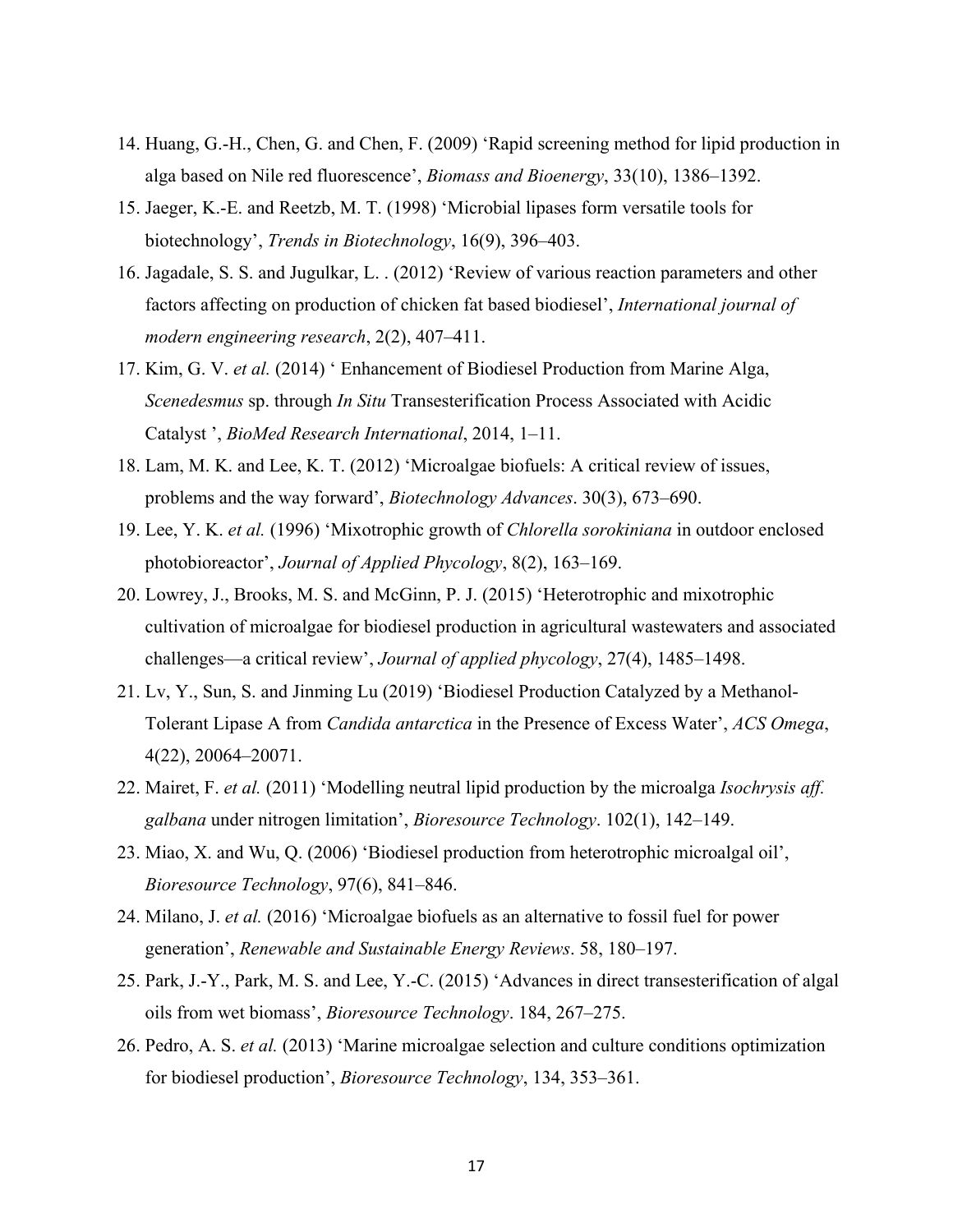14. Huang, G.-H., Chen, G. and Chen, F. (2009) 'Rapid screening method for lipid production in alga based on Nile red fluorescence', *Biomass and Bioenergy*, 33(10), 1386–1392.
15. Jaeger, K.-E. and Reetzb, M. T. (1998) 'Microbial lipases form versatile tools for biotechnology', *Trends in Biotechnology*, 16(9), 396–403.
16. Jagadale, S. S. and Jugulkar, L. . (2012) 'Review of various reaction parameters and other factors affecting on production of chicken fat based biodiesel', *International journal of modern engineering research*, 2(2), 407–411.
17. Kim, G. V. *et al.* (2014) ' Enhancement of Biodiesel Production from Marine Alga, *Scenedesmus* sp. through *In Situ* Transesterification Process Associated with Acidic Catalyst ', *BioMed Research International*, 2014, 1–11.
18. Lam, M. K. and Lee, K. T. (2012) 'Microalgae biofuels: A critical review of issues, problems and the way forward', *Biotechnology Advances*. 30(3), 673–690.
19. Lee, Y. K. *et al.* (1996) 'Mixotrophic growth of *Chlorella sorokiniana* in outdoor enclosed photobioreactor', *Journal of Applied Phycology*, 8(2), 163–169.
20. Lowrey, J., Brooks, M. S. and McGinn, P. J. (2015) 'Heterotrophic and mixotrophic cultivation of microalgae for biodiesel production in agricultural wastewaters and associated challenges—a critical review', *Journal of applied phycology*, 27(4), 1485–1498.
21. Lv, Y., Sun, S. and Jinming Lu (2019) 'Biodiesel Production Catalyzed by a Methanol-Tolerant Lipase A from *Candida antarctica* in the Presence of Excess Water', *ACS Omega*, 4(22), 20064–20071.
22. Mairet, F. *et al.* (2011) 'Modelling neutral lipid production by the microalga *Isochrysis aff. galbana* under nitrogen limitation', *Bioresource Technology*. 102(1), 142–149.
23. Miao, X. and Wu, Q. (2006) 'Biodiesel production from heterotrophic microalgal oil', *Bioresource Technology*, 97(6), 841–846.
24. Milano, J. *et al.* (2016) 'Microalgae biofuels as an alternative to fossil fuel for power generation', *Renewable and Sustainable Energy Reviews*. 58, 180–197.
25. Park, J.-Y., Park, M. S. and Lee, Y.-C. (2015) 'Advances in direct transesterification of algal oils from wet biomass', *Bioresource Technology*. 184, 267–275.
26. Pedro, A. S. *et al.* (2013) 'Marine microalgae selection and culture conditions optimization for biodiesel production', *Bioresource Technology*, 134, 353–361.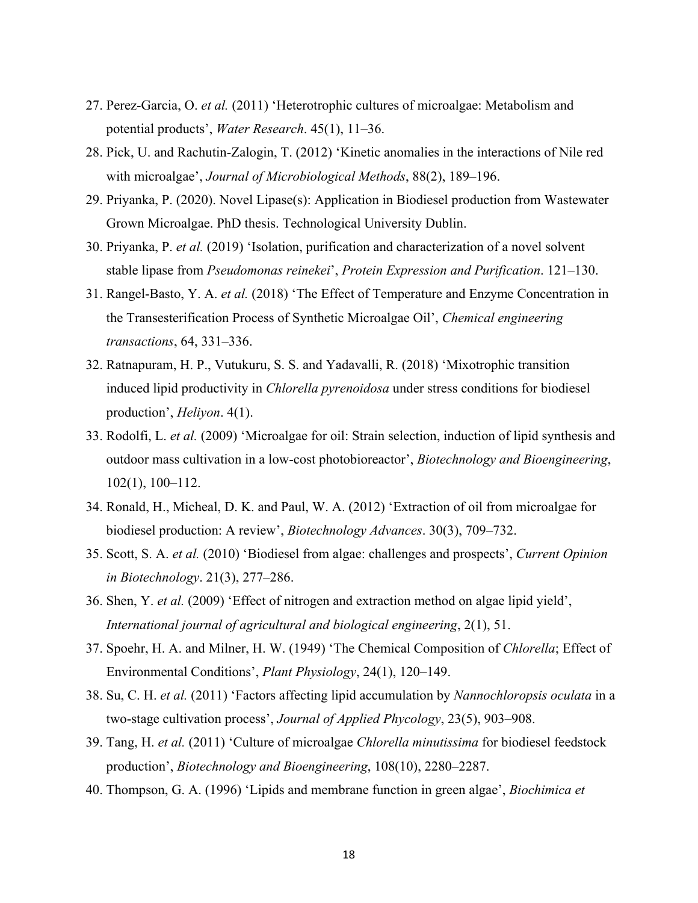27. Perez-Garcia, O. *et al.* (2011) 'Heterotrophic cultures of microalgae: Metabolism and potential products', *Water Research*. 45(1), 11–36.
28. Pick, U. and Rachutin-Zalogin, T. (2012) 'Kinetic anomalies in the interactions of Nile red with microalgae', *Journal of Microbiological Methods*, 88(2), 189–196.
29. Priyanka, P. (2020). Novel Lipase(s): Application in Biodiesel production from Wastewater Grown Microalgae. PhD thesis. Technological University Dublin.
30. Priyanka, P. *et al.* (2019) 'Isolation, purification and characterization of a novel solvent stable lipase from *Pseudomonas reinekei*', *Protein Expression and Purification*. 121–130.
31. Rangel-Basto, Y. A. *et al.* (2018) 'The Effect of Temperature and Enzyme Concentration in the Transesterification Process of Synthetic Microalgae Oil', *Chemical engineering transactions*, 64, 331–336.
32. Ratnapuram, H. P., Vutukuru, S. S. and Yadavalli, R. (2018) 'Mixotrophic transition induced lipid productivity in *Chlorella pyrenoidosa* under stress conditions for biodiesel production', *Heliyon*. 4(1).
33. Rodolfi, L. *et al.* (2009) 'Microalgae for oil: Strain selection, induction of lipid synthesis and outdoor mass cultivation in a low-cost photobioreactor', *Biotechnology and Bioengineering*, 102(1), 100–112.
34. Ronald, H., Micheal, D. K. and Paul, W. A. (2012) 'Extraction of oil from microalgae for biodiesel production: A review', *Biotechnology Advances*. 30(3), 709–732.
35. Scott, S. A. *et al.* (2010) 'Biodiesel from algae: challenges and prospects', *Current Opinion in Biotechnology*. 21(3), 277–286.
36. Shen, Y. *et al.* (2009) 'Effect of nitrogen and extraction method on algae lipid yield', *International journal of agricultural and biological engineering*, 2(1), 51.
37. Spoehr, H. A. and Milner, H. W. (1949) 'The Chemical Composition of *Chlorella*; Effect of Environmental Conditions', *Plant Physiology*, 24(1), 120–149.
38. Su, C. H. *et al.* (2011) 'Factors affecting lipid accumulation by *Nannochloropsis oculata* in a two-stage cultivation process', *Journal of Applied Phycology*, 23(5), 903–908.
39. Tang, H. *et al.* (2011) 'Culture of microalgae *Chlorella minutissima* for biodiesel feedstock production', *Biotechnology and Bioengineering*, 108(10), 2280–2287.
40. Thompson, G. A. (1996) 'Lipids and membrane function in green algae', *Biochimica et*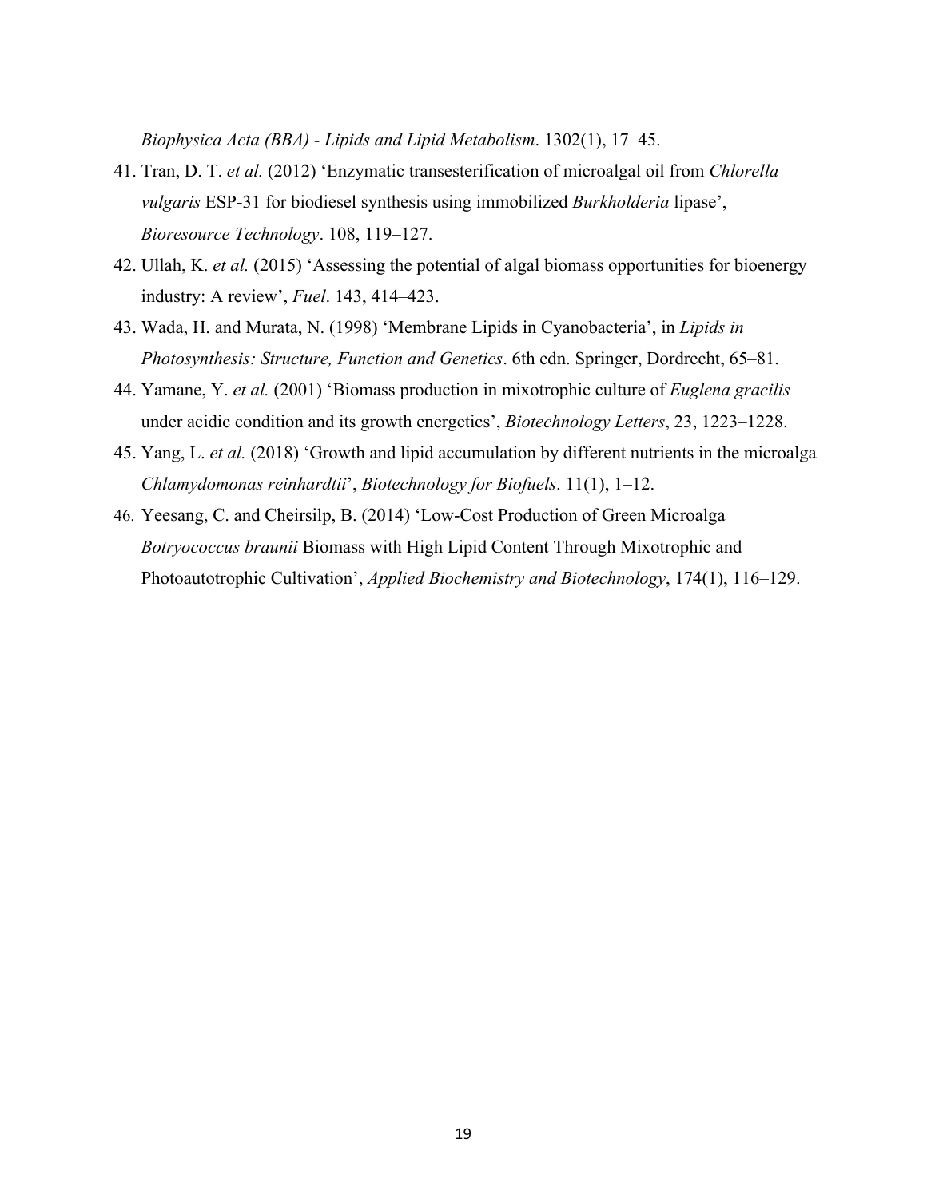*Biophysica Acta (BBA) - Lipids and Lipid Metabolism*. 1302(1), 17–45.

41. Tran, D. T. *et al.* (2012) 'Enzymatic transesterification of microalgal oil from *Chlorella vulgaris* ESP-31 for biodiesel synthesis using immobilized *Burkholderia* lipase', *Bioresource Technology*. 108, 119–127.
42. Ullah, K. *et al.* (2015) 'Assessing the potential of algal biomass opportunities for bioenergy industry: A review', *Fuel*. 143, 414–423.
43. Wada, H. and Murata, N. (1998) 'Membrane Lipids in Cyanobacteria', in *Lipids in Photosynthesis: Structure, Function and Genetics*. 6th edn. Springer, Dordrecht, 65–81.
44. Yamane, Y. *et al.* (2001) 'Biomass production in mixotrophic culture of *Euglena gracilis* under acidic condition and its growth energetics', *Biotechnology Letters*, 23, 1223–1228.
45. Yang, L. *et al.* (2018) 'Growth and lipid accumulation by different nutrients in the microalga *Chlamydomonas reinhardtii*', *Biotechnology for Biofuels*. 11(1), 1–12.
46. Yeesang, C. and Cheirsilp, B. (2014) 'Low-Cost Production of Green Microalga *Botryococcus braunii* Biomass with High Lipid Content Through Mixotrophic and Photoautotrophic Cultivation', *Applied Biochemistry and Biotechnology*, 174(1), 116–129.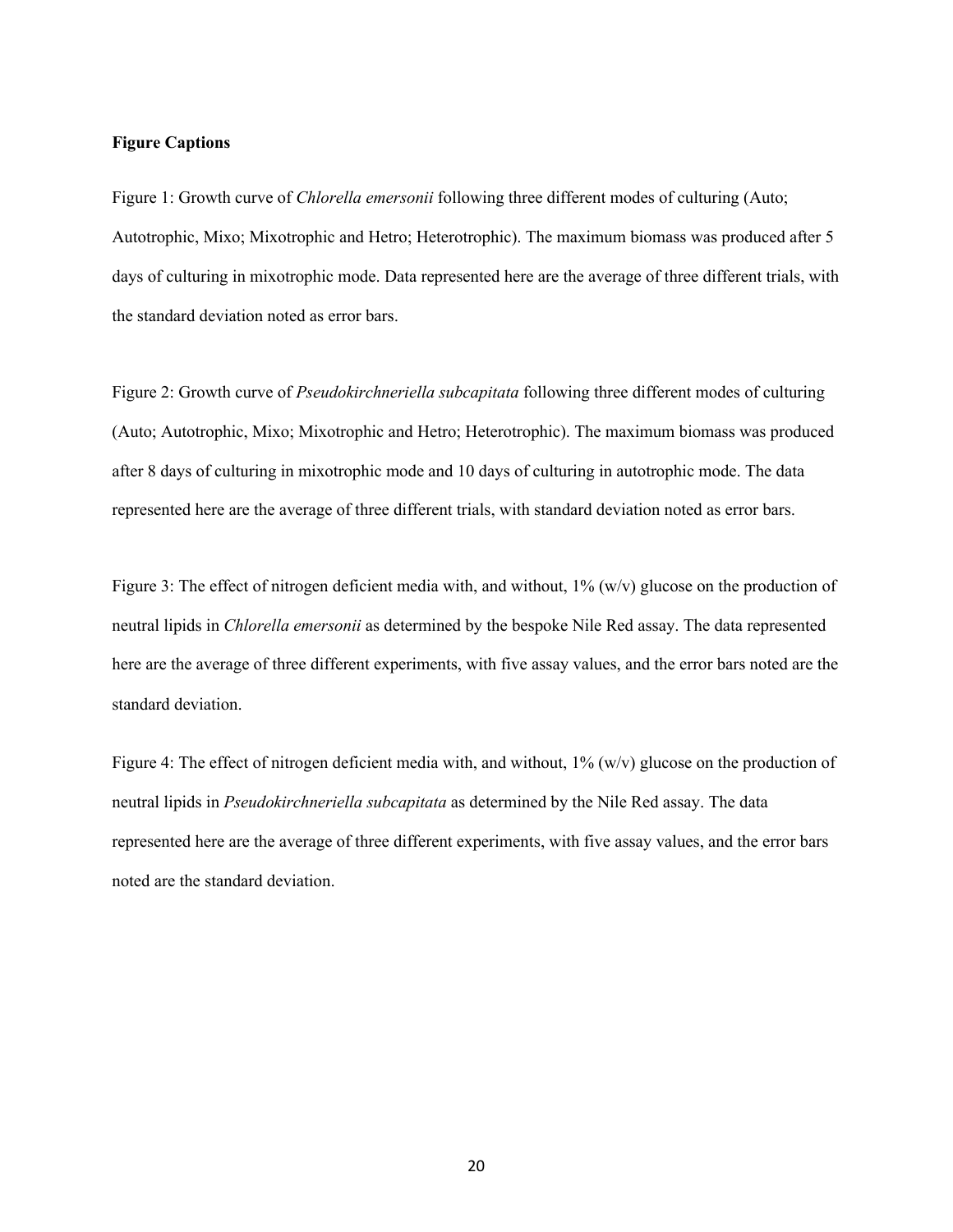**Figure Captions**

Figure 1: Growth curve of *Chlorella emersonii* following three different modes of culturing (Auto; Autotrophic, Mixo; Mixotrophic and Hetro; Heterotrophic). The maximum biomass was produced after 5 days of culturing in mixotrophic mode. Data represented here are the average of three different trials, with the standard deviation noted as error bars.

Figure 2: Growth curve of *Pseudokirchneriella subcapitata* following three different modes of culturing (Auto; Autotrophic, Mixo; Mixotrophic and Hetro; Heterotrophic). The maximum biomass was produced after 8 days of culturing in mixotrophic mode and 10 days of culturing in autotrophic mode. The data represented here are the average of three different trials, with standard deviation noted as error bars.

Figure 3: The effect of nitrogen deficient media with, and without, 1% (w/v) glucose on the production of neutral lipids in *Chlorella emersonii* as determined by the bespoke Nile Red assay. The data represented here are the average of three different experiments, with five assay values, and the error bars noted are the standard deviation.

Figure 4: The effect of nitrogen deficient media with, and without, 1% (w/v) glucose on the production of neutral lipids in *Pseudokirchneriella subcapitata* as determined by the Nile Red assay. The data represented here are the average of three different experiments, with five assay values, and the error bars noted are the standard deviation.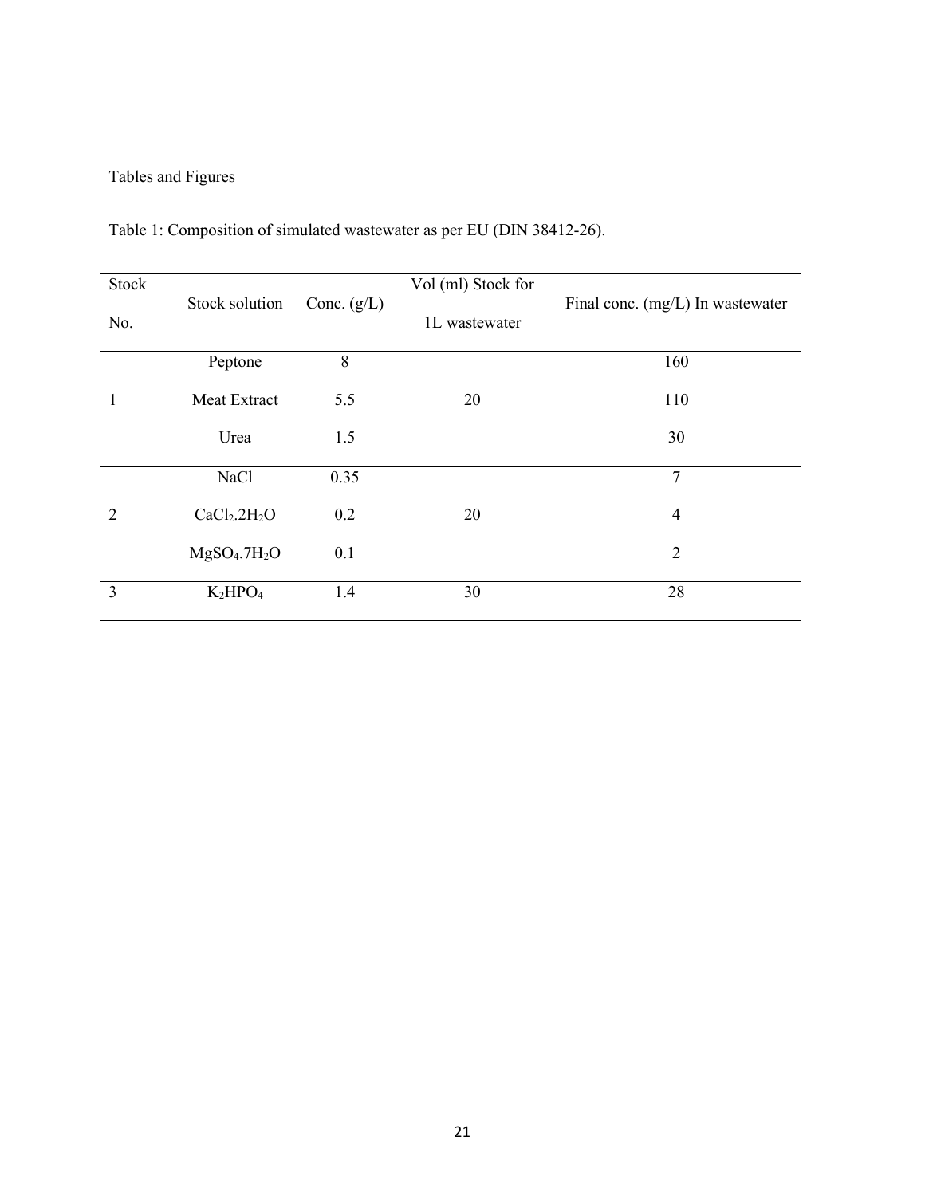Tables and Figures

Table 1: Composition of simulated wastewater as per EU (DIN 38412-26).

| Stock No. | Stock solution | Conc. (g/L) | Vol (ml) Stock for 1L wastewater | Final conc. (mg/L) In wastewater |
|---|---|---|---|---|
| 1 | Peptone | 8 | 20 | 160 |
| | Meat Extract | 5.5 | | 110 |
| | Urea | 1.5 | | 30 |
| 2 | NaCl | 0.35 | 20 | 7 |
| | $CaCl_2.2H_2O$ | 0.2 | | 4 |
| | $MgSO_4.7H_2O$ | 0.1 | | 2 |
| 3 | $K_2HPO_4$ | 1.4 | 30 | 28 |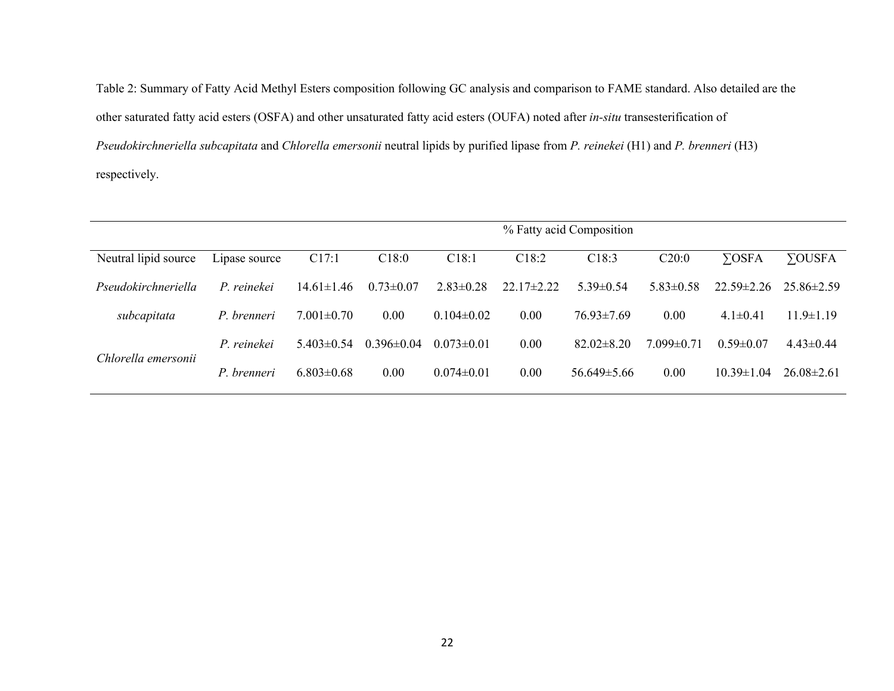Table 2: Summary of Fatty Acid Methyl Esters composition following GC analysis and comparison to FAME standard. Also detailed are the other saturated fatty acid esters (OSFA) and other unsaturated fatty acid esters (OUFA) noted after *in-situ* transesterification of *Pseudokirchneriella subcapitata* and *Chlorella emersonii* neutral lipids by purified lipase from *P. reinekei* (H1) and *P. brenneri* (H3) respectively.

| | | % Fatty acid Composition | | | | | | | |
|---|---|---|---|---|---|---|---|---|---|
| Neutral lipid source | Lipase source | C17:1 | C18:0 | C18:1 | C18:2 | C18:3 | C20:0 | ∑OSFA | ∑OUSFA |
| *Pseudokirchneriella subcapitata* | *P. reinekei* | 14.61±1.46 | 0.73±0.07 | 2.83±0.28 | 22.17±2.22 | 5.39±0.54 | 5.83±0.58 | 22.59±2.26 | 25.86±2.59 |
| | *P. brenneri* | 7.001±0.70 | 0.00 | 0.104±0.02 | 0.00 | 76.93±7.69 | 0.00 | 4.1±0.41 | 11.9±1.19 |
| *Chlorella emersonii* | *P. reinekei* | 5.403±0.54 | 0.396±0.04 | 0.073±0.01 | 0.00 | 82.02±8.20 | 7.099±0.71 | 0.59±0.07 | 4.43±0.44 |
| | *P. brenneri* | 6.803±0.68 | 0.00 | 0.074±0.01 | 0.00 | 56.649±5.66 | 0.00 | 10.39±1.04 | 26.08±2.61 |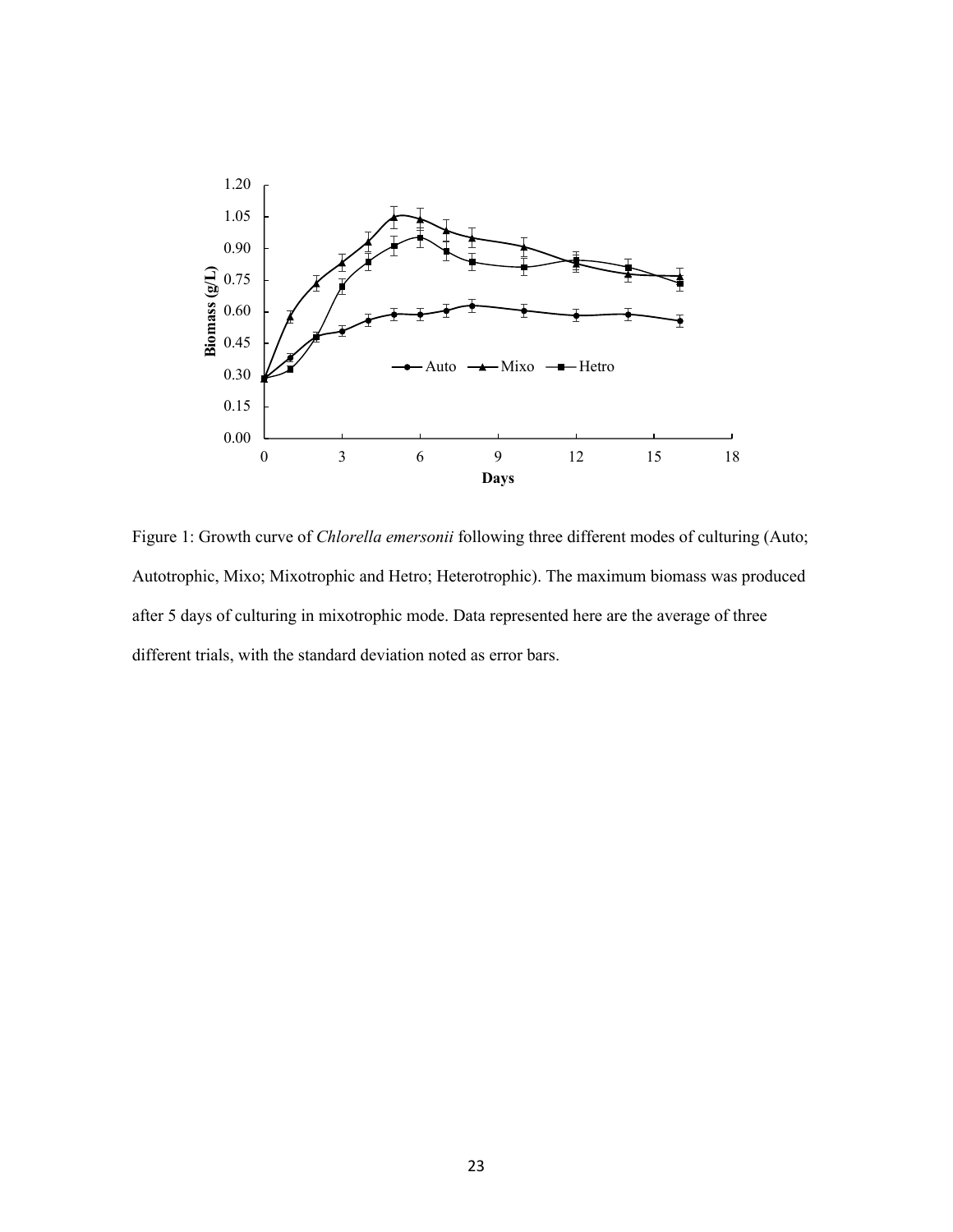Figure 1: Growth curve of *Chlorella emersonii* following three different modes of culturing (Auto; Autotrophic, Mixo; Mixotrophic and Hetro; Heterotrophic). The maximum biomass was produced after 5 days of culturing in mixotrophic mode. Data represented here are the average of three different trials, with the standard deviation noted as error bars.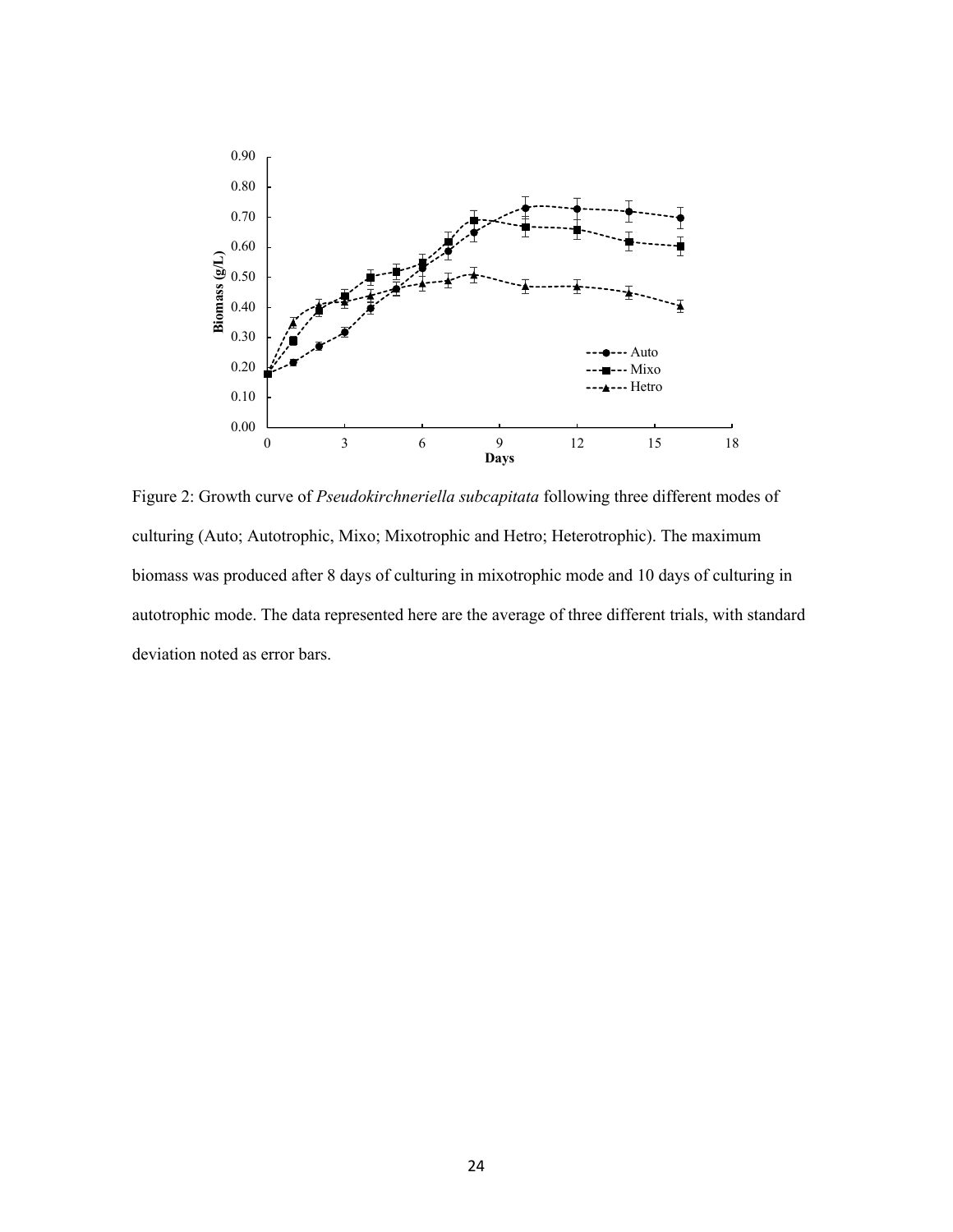Figure 2: Growth curve of *Pseudokirchneriella subcapitata* following three different modes of culturing (Auto; Autotrophic, Mixo; Mixotrophic and Hetro; Heterotrophic). The maximum biomass was produced after 8 days of culturing in mixotrophic mode and 10 days of culturing in autotrophic mode. The data represented here are the average of three different trials, with standard deviation noted as error bars.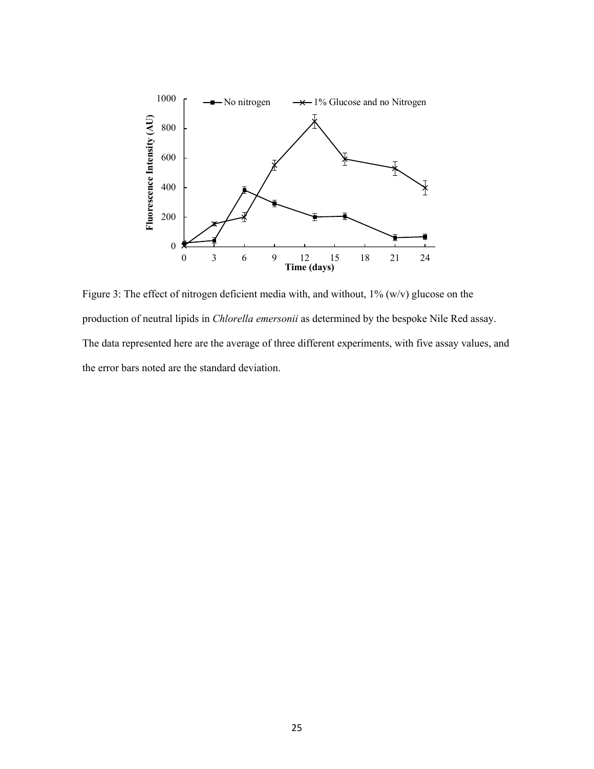Figure 3: The effect of nitrogen deficient media with, and without, 1% (w/v) glucose on the production of neutral lipids in *Chlorella emersonii* as determined by the bespoke Nile Red assay. The data represented here are the average of three different experiments, with five assay values, and the error bars noted are the standard deviation.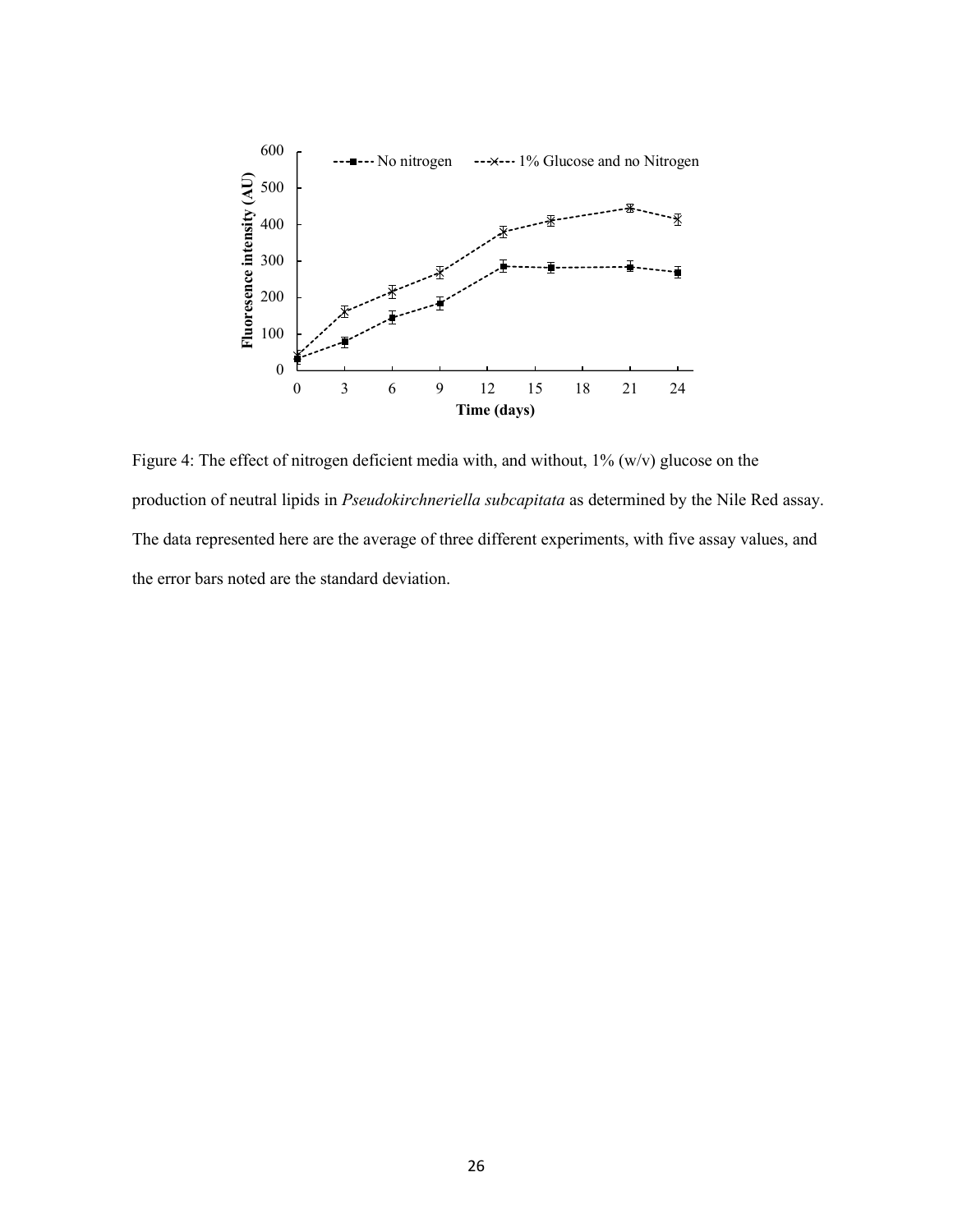600
500
400
300
200
100
0

Fluoresence intensity (AU)

No nitrogen
1% Glucose and no Nitrogen

0 3 6 9 12 15 18 21 24

Time (days)

Figure 4: The effect of nitrogen deficient media with, and without, 1% (w/v) glucose on the production of neutral lipids in *Pseudokirchneriella subcapitata* as determined by the Nile Red assay. The data represented here are the average of three different experiments, with five assay values, and the error bars noted are the standard deviation.